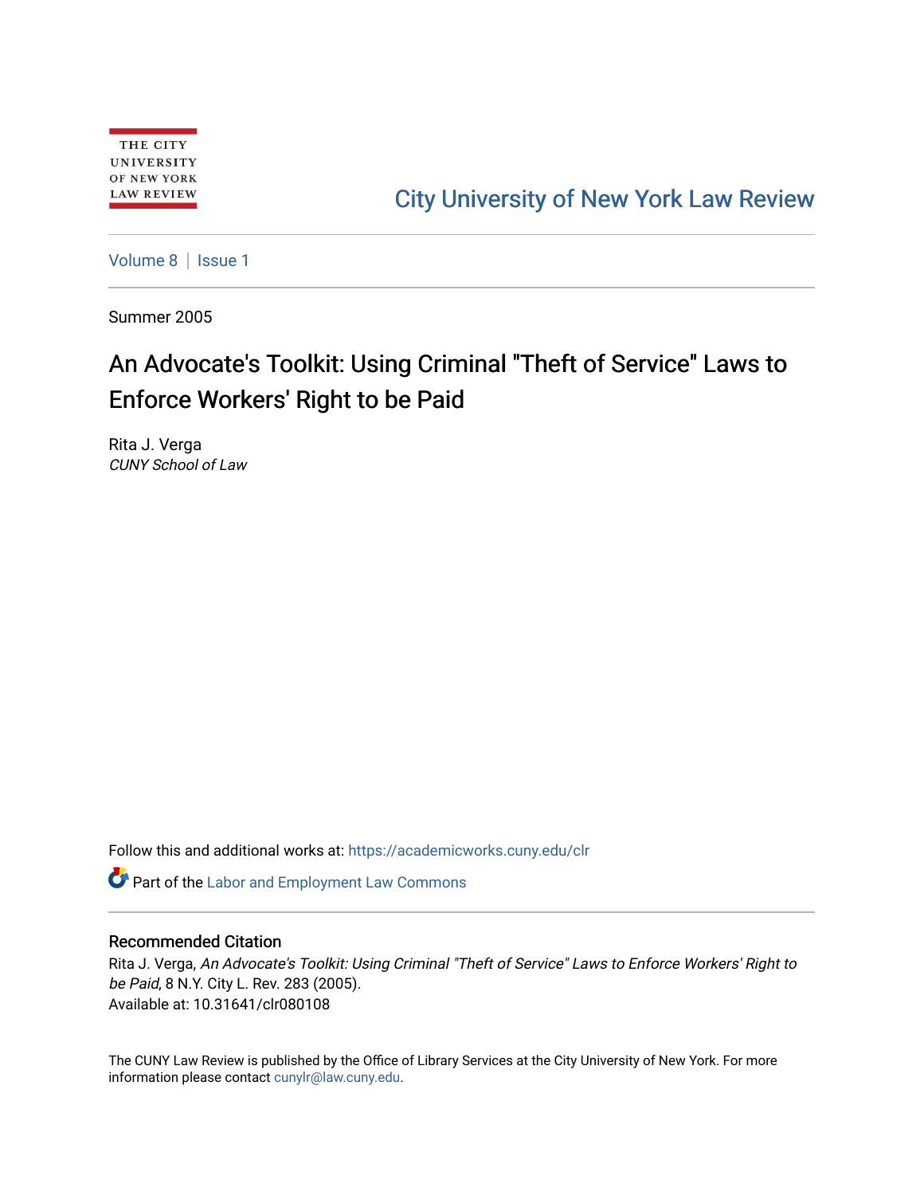THE CITY UNIVERSITY OF NEW YORK LAW REVIEW

City University of New York Law Review

Volume 8 | Issue 1

Summer 2005

# An Advocate's Toolkit: Using Criminal "Theft of Service" Laws to Enforce Workers' Right to be Paid

Rita J. Verga
*CUNY School of Law*

Follow this and additional works at: https://academicworks.cuny.edu/clr

Part of the Labor and Employment Law Commons

## Recommended Citation

Rita J. Verga, *An Advocate's Toolkit: Using Criminal "Theft of Service" Laws to Enforce Workers' Right to be Paid*, 8 N.Y. City L. Rev. 283 (2005).
Available at: 10.31641/clr080108

The CUNY Law Review is published by the Office of Library Services at the City University of New York. For more information please contact cunylr@law.cuny.edu.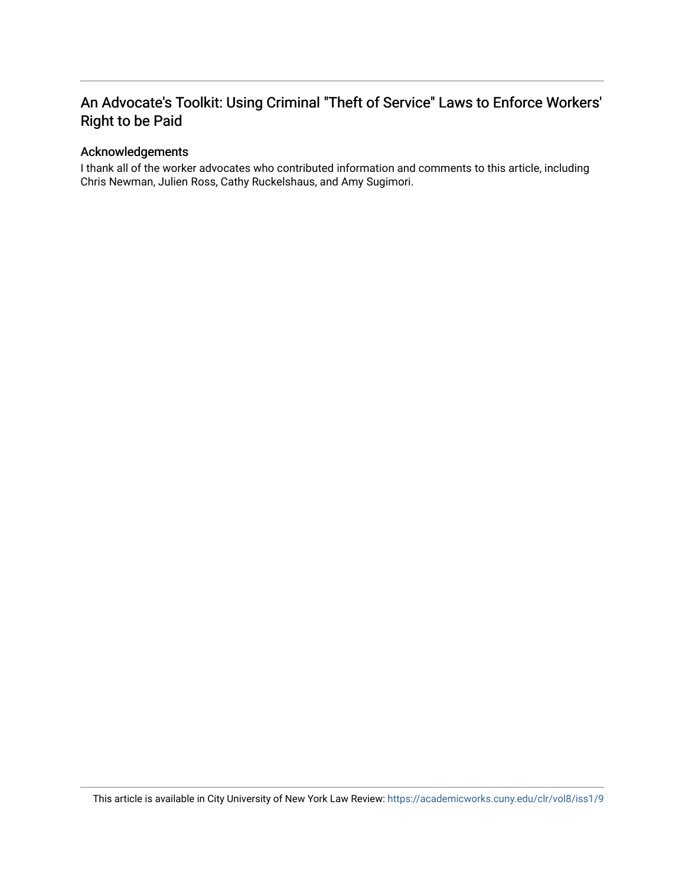# An Advocate's Toolkit: Using Criminal "Theft of Service" Laws to Enforce Workers' Right to be Paid

## Acknowledgements

I thank all of the worker advocates who contributed information and comments to this article, including Chris Newman, Julien Ross, Cathy Ruckelshaus, and Amy Sugimori.

This article is available in City University of New York Law Review: https://academicworks.cuny.edu/clr/vol8/iss1/9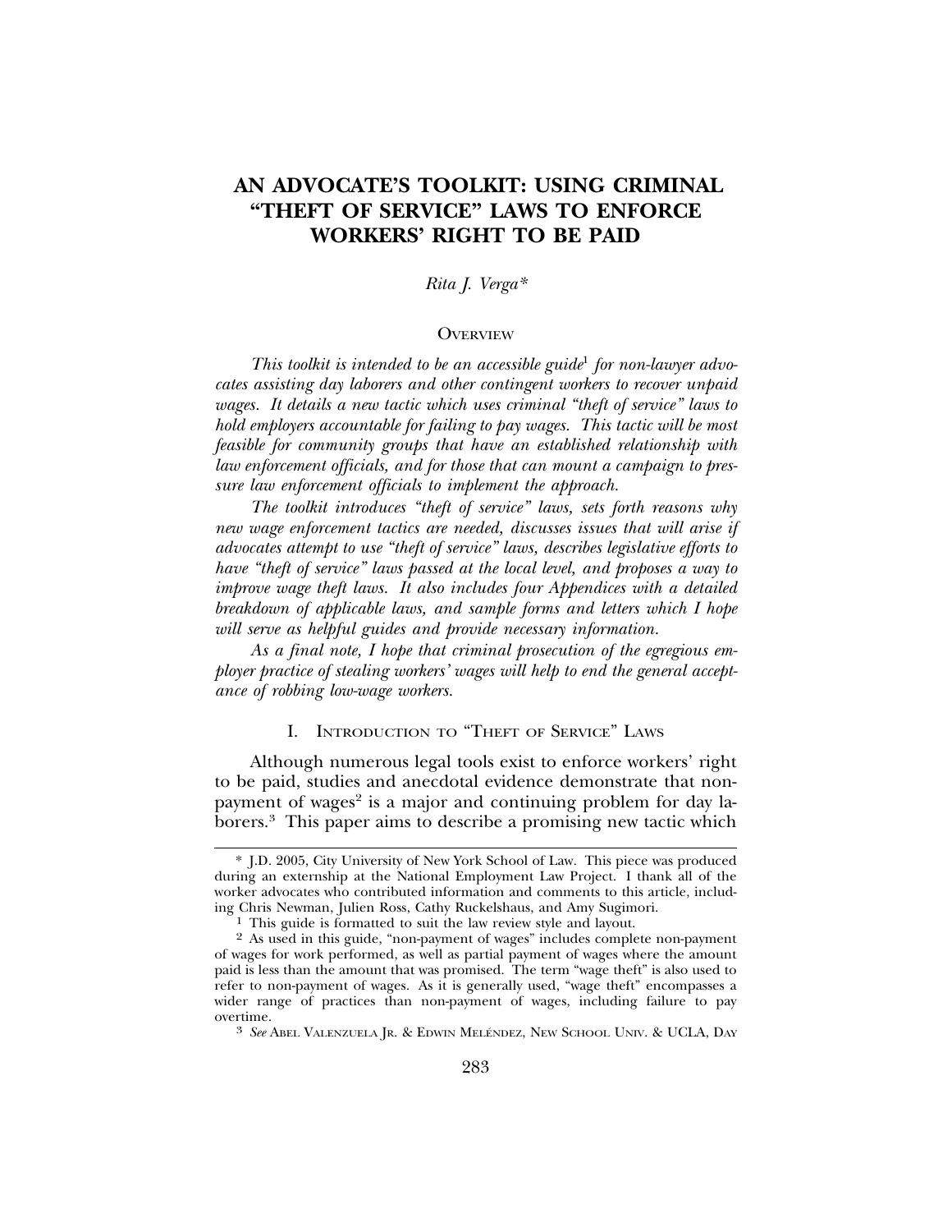# AN ADVOCATE'S TOOLKIT: USING CRIMINAL "THEFT OF SERVICE" LAWS TO ENFORCE WORKERS' RIGHT TO BE PAID

*Rita J. Verga**

## Overview

*This toolkit is intended to be an accessible guide*[1] *for non-lawyer advocates assisting day laborers and other contingent workers to recover unpaid wages. It details a new tactic which uses criminal "theft of service" laws to hold employers accountable for failing to pay wages. This tactic will be most feasible for community groups that have an established relationship with law enforcement officials, and for those that can mount a campaign to pressure law enforcement officials to implement the approach.*

*The toolkit introduces "theft of service" laws, sets forth reasons why new wage enforcement tactics are needed, discusses issues that will arise if advocates attempt to use "theft of service" laws, describes legislative efforts to have "theft of service" laws passed at the local level, and proposes a way to improve wage theft laws. It also includes four Appendices with a detailed breakdown of applicable laws, and sample forms and letters which I hope will serve as helpful guides and provide necessary information.*

*As a final note, I hope that criminal prosecution of the egregious employer practice of stealing workers' wages will help to end the general acceptance of robbing low-wage workers.*

## I. Introduction to "Theft of Service" Laws

Although numerous legal tools exist to enforce workers' right to be paid, studies and anecdotal evidence demonstrate that non-payment of wages[2] is a major and continuing problem for day laborers.[3] This paper aims to describe a promising new tactic which

---

\* J.D. 2005, City University of New York School of Law. This piece was produced during an externship at the National Employment Law Project. I thank all of the worker advocates who contributed information and comments to this article, including Chris Newman, Julien Ross, Cathy Ruckelshaus, and Amy Sugimori.

[1] This guide is formatted to suit the law review style and layout.

[2] As used in this guide, "non-payment of wages" includes complete non-payment of wages for work performed, as well as partial payment of wages where the amount paid is less than the amount that was promised. The term "wage theft" is also used to refer to non-payment of wages. As it is generally used, "wage theft" encompasses a wider range of practices than non-payment of wages, including failure to pay overtime.

[3] *See* Abel Valenzuela Jr. & Edwin Meléndez, New School Univ. & UCLA, Day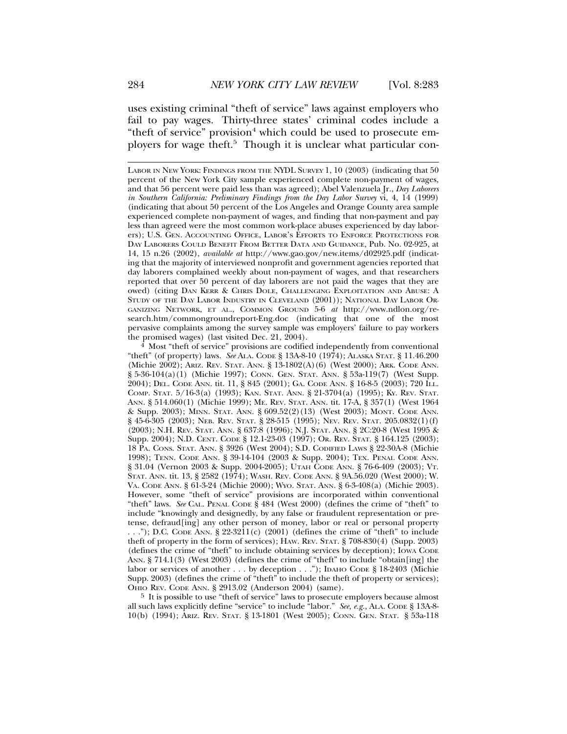uses existing criminal "theft of service" laws against employers who fail to pay wages. Thirty-three states' criminal codes include a "theft of service" provision[4] which could be used to prosecute employers for wage theft.[5] Though it is unclear what particular con-

LABOR IN NEW YORK: FINDINGS FROM THE NYDL SURVEY 1, 10 (2003) (indicating that 50 percent of the New York City sample experienced complete non-payment of wages, and that 56 percent were paid less than was agreed); Abel Valenzuela Jr., *Day Laborers in Southern California: Preliminary Findings from the Day Labor Survey* vi, 4, 14 (1999) (indicating that about 50 percent of the Los Angeles and Orange County area sample experienced complete non-payment of wages, and finding that non-payment and pay less than agreed were the most common work-place abuses experienced by day laborers); U.S. GEN. ACCOUNTING OFFICE, LABOR'S EFFORTS TO ENFORCE PROTECTIONS FOR DAY LABORERS COULD BENEFIT FROM BETTER DATA AND GUIDANCE, Pub. No. 02-925, at 14, 15 n.26 (2002), *available at* http://www.gao.gov/new.items/d02925.pdf (indicating that the majority of interviewed nonprofit and government agencies reported that day laborers complained weekly about non-payment of wages, and that researchers reported that over 50 percent of day laborers are not paid the wages that they are owed) (citing DAN KERR & CHRIS DOLE, CHALLENGING EXPLOITATION AND ABUSE: A STUDY OF THE DAY LABOR INDUSTRY IN CLEVELAND (2001)); NATIONAL DAY LABOR ORGANIZING NETWORK, ET AL., COMMON GROUND 5-6 *at* http://www.ndlon.org/research.htm/commongroundreport-Eng.doc (indicating that one of the most pervasive complaints among the survey sample was employers' failure to pay workers the promised wages) (last visited Dec. 21, 2004).

[4] Most "theft of service" provisions are codified independently from conventional "theft" (of property) laws. *See* ALA. CODE § 13A-8-10 (1974); ALASKA STAT. § 11.46.200 (Michie 2002); ARIZ. REV. STAT. ANN. § 13-1802(A)(6) (West 2000); ARK. CODE ANN. § 5-36-104(a)(1) (Michie 1997); CONN. GEN. STAT. ANN. § 53a-119(7) (West Supp. 2004); DEL. CODE ANN. tit. 11, § 845 (2001); GA. CODE ANN. § 16-8-5 (2003); 720 ILL. COMP. STAT. 5/16-3(a) (1993); KAN. STAT. ANN. § 21-3704(a) (1995); KY. REV. STAT. ANN. § 514.060(1) (Michie 1999); ME. REV. STAT. ANN. tit. 17-A, § 357(1) (West 1964 & Supp. 2003); MINN. STAT. ANN. § 609.52(2)(13) (West 2003); MONT. CODE ANN. § 45-6-305 (2003); NEB. REV. STAT. § 28-515 (1995); NEV. REV. STAT. 205.0832(1)(f) (2003); N.H. REV. STAT. ANN. § 637:8 (1996); N.J. STAT. ANN. § 2C:20-8 (West 1995 & Supp. 2004); N.D. CENT. CODE § 12.1-23-03 (1997); OR. REV. STAT. § 164.125 (2003); 18 PA. CONS. STAT. ANN. § 3926 (West 2004); S.D. CODIFIED LAWS § 22-30A-8 (Michie 1998); TENN. CODE ANN. § 39-14-104 (2003 & Supp. 2004); TEX. PENAL CODE ANN. § 31.04 (Vernon 2003 & Supp. 2004-2005); UTAH CODE ANN. § 76-6-409 (2003); VT. STAT. ANN. tit. 13, § 2582 (1974); WASH. REV. CODE ANN. § 9A.56.020 (West 2000); W. VA. CODE ANN. § 61-3-24 (Michie 2000); WYO. STAT. ANN. § 6-3-408(a) (Michie 2003). However, some "theft of service" provisions are incorporated within conventional "theft" laws. *See* CAL. PENAL CODE § 484 (West 2000) (defines the crime of "theft" to include "knowingly and designedly, by any false or fraudulent representation or pretense, defraud[ing] any other person of money, labor or real or personal property . . ."); D.C. CODE ANN. § 22-3211(c) (2001) (defines the crime of "theft" to include theft of property in the form of services); HAW. REV. STAT. § 708-830(4) (Supp. 2003) (defines the crime of "theft" to include obtaining services by deception); IOWA CODE ANN. § 714.1(3) (West 2003) (defines the crime of "theft" to include "obtain[ing] the labor or services of another . . . by deception . . ."); IDAHO CODE § 18-2403 (Michie Supp. 2003) (defines the crime of "theft" to include the theft of property or services); OHIO REV. CODE ANN. § 2913.02 (Anderson 2004) (same).

[5] It is possible to use "theft of service" laws to prosecute employers because almost all such laws explicitly define "service" to include "labor." *See, e.g.*, ALA. CODE § 13A-8-10(b) (1994); ARIZ. REV. STAT. § 13-1801 (West 2005); CONN. GEN. STAT. § 53a-118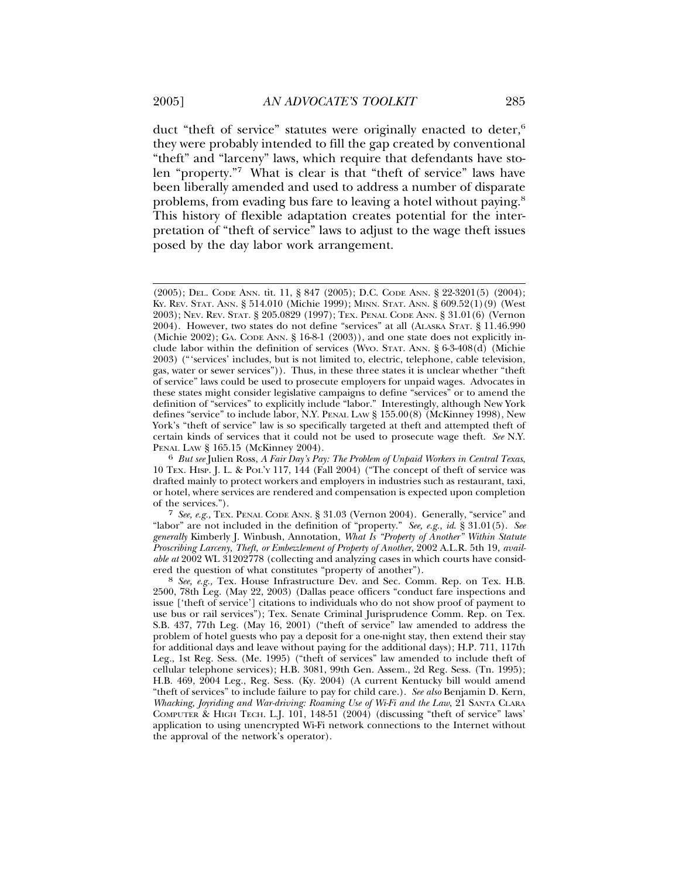duct "theft of service" statutes were originally enacted to deter,[6] they were probably intended to fill the gap created by conventional "theft" and "larceny" laws, which require that defendants have stolen "property."[7] What is clear is that "theft of service" laws have been liberally amended and used to address a number of disparate problems, from evading bus fare to leaving a hotel without paying.[8] This history of flexible adaptation creates potential for the interpretation of "theft of service" laws to adjust to the wage theft issues posed by the day labor work arrangement.

---

(2005); DEL. CODE ANN. tit. 11, § 847 (2005); D.C. CODE ANN. § 22-3201(5) (2004); KY. REV. STAT. ANN. § 514.010 (Michie 1999); MINN. STAT. ANN. § 609.52(1)(9) (West 2003); NEV. REV. STAT. § 205.0829 (1997); TEX. PENAL CODE ANN. § 31.01(6) (Vernon 2004). However, two states do not define "services" at all (ALASKA STAT. § 11.46.990 (Michie 2002); GA. CODE ANN. § 16-8-1 (2003)), and one state does not explicitly include labor within the definition of services (WYO. STAT. ANN. § 6-3-408(d) (Michie 2003) ("'services' includes, but is not limited to, electric, telephone, cable television, gas, water or sewer services")). Thus, in these three states it is unclear whether "theft of service" laws could be used to prosecute employers for unpaid wages. Advocates in these states might consider legislative campaigns to define "services" or to amend the definition of "services" to explicitly include "labor." Interestingly, although New York defines "service" to include labor, N.Y. PENAL LAW § 155.00(8) (McKinney 1998), New York's "theft of service" law is so specifically targeted at theft and attempted theft of certain kinds of services that it could not be used to prosecute wage theft. *See* N.Y. PENAL LAW § 165.15 (McKinney 2004).

6 *But see* Julien Ross, *A Fair Day's Pay: The Problem of Unpaid Workers in Central Texas*, 10 TEX. HISP. J. L. & POL'Y 117, 144 (Fall 2004) ("The concept of theft of service was drafted mainly to protect workers and employers in industries such as restaurant, taxi, or hotel, where services are rendered and compensation is expected upon completion of the services.").

7 *See, e.g.,* TEX. PENAL CODE ANN. § 31.03 (Vernon 2004). Generally, "service" and "labor" are not included in the definition of "property." *See, e.g., id.* § 31.01(5). *See generally* Kimberly J. Winbush, Annotation, *What Is "Property of Another" Within Statute Proscribing Larceny, Theft, or Embezzlement of Property of Another*, 2002 A.L.R. 5th 19, *available at* 2002 WL 31202778 (collecting and analyzing cases in which courts have considered the question of what constitutes "property of another").

8 *See, e.g.,* Tex. House Infrastructure Dev. and Sec. Comm. Rep. on Tex. H.B. 2500, 78th Leg. (May 22, 2003) (Dallas peace officers "conduct fare inspections and issue ['theft of service'] citations to individuals who do not show proof of payment to use bus or rail services"); Tex. Senate Criminal Jurisprudence Comm. Rep. on Tex. S.B. 437, 77th Leg. (May 16, 2001) ("theft of service" law amended to address the problem of hotel guests who pay a deposit for a one-night stay, then extend their stay for additional days and leave without paying for the additional days); H.P. 711, 117th Leg., 1st Reg. Sess. (Me. 1995) ("theft of services" law amended to include theft of cellular telephone services); H.B. 3081, 99th Gen. Assem., 2d Reg. Sess. (Tn. 1995); H.B. 469, 2004 Leg., Reg. Sess. (Ky. 2004) (A current Kentucky bill would amend "theft of services" to include failure to pay for child care.). *See also* Benjamin D. Kern, *Whacking, Joyriding and War-driving: Roaming Use of Wi-Fi and the Law*, 21 SANTA CLARA COMPUTER & HIGH TECH. L.J. 101, 148-51 (2004) (discussing "theft of service" laws' application to using unencrypted Wi-Fi network connections to the Internet without the approval of the network's operator).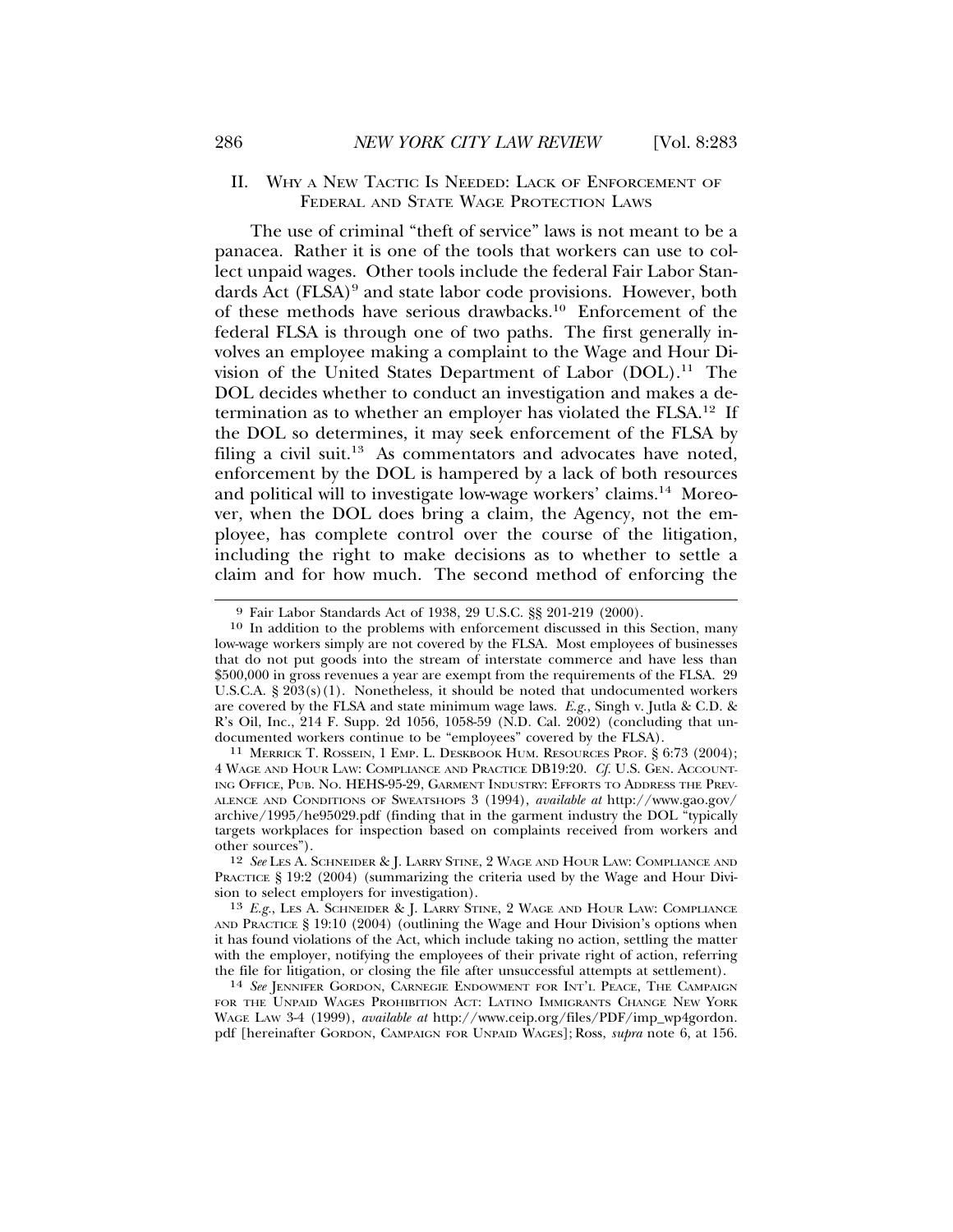## II. Why a New Tactic Is Needed: Lack of Enforcement of Federal and State Wage Protection Laws

The use of criminal "theft of service" laws is not meant to be a panacea. Rather it is one of the tools that workers can use to collect unpaid wages. Other tools include the federal Fair Labor Standards Act (FLSA)[9] and state labor code provisions. However, both of these methods have serious drawbacks.[10] Enforcement of the federal FLSA is through one of two paths. The first generally involves an employee making a complaint to the Wage and Hour Division of the United States Department of Labor (DOL).[11] The DOL decides whether to conduct an investigation and makes a determination as to whether an employer has violated the FLSA.[12] If the DOL so determines, it may seek enforcement of the FLSA by filing a civil suit.[13] As commentators and advocates have noted, enforcement by the DOL is hampered by a lack of both resources and political will to investigate low-wage workers' claims.[14] Moreover, when the DOL does bring a claim, the Agency, not the employee, has complete control over the course of the litigation, including the right to make decisions as to whether to settle a claim and for how much. The second method of enforcing the

---

[9] Fair Labor Standards Act of 1938, 29 U.S.C. §§ 201-219 (2000).

[10] In addition to the problems with enforcement discussed in this Section, many low-wage workers simply are not covered by the FLSA. Most employees of businesses that do not put goods into the stream of interstate commerce and have less than $500,000 in gross revenues a year are exempt from the requirements of the FLSA. 29 U.S.C.A. § 203(s)(1). Nonetheless, it should be noted that undocumented workers are covered by the FLSA and state minimum wage laws. *E.g.*, Singh v. Jutla & C.D. & R's Oil, Inc., 214 F. Supp. 2d 1056, 1058-59 (N.D. Cal. 2002) (concluding that undocumented workers continue to be "employees" covered by the FLSA).

[11] Merrick T. Rossein, 1 Emp. L. Deskbook Hum. Resources Prof. § 6:73 (2004); 4 Wage and Hour Law: Compliance and Practice DB19:20. *Cf.* U.S. Gen. Accounting Office, Pub. No. HEHS-95-29, Garment Industry: Efforts to Address the Prevalence and Conditions of Sweatshops 3 (1994), *available at* http://www.gao.gov/archive/1995/he95029.pdf (finding that in the garment industry the DOL "typically targets workplaces for inspection based on complaints received from workers and other sources").

[12] *See* Les A. Schneider & J. Larry Stine, 2 Wage and Hour Law: Compliance and Practice § 19:2 (2004) (summarizing the criteria used by the Wage and Hour Division to select employers for investigation).

[13] *E.g.*, Les A. Schneider & J. Larry Stine, 2 Wage and Hour Law: Compliance and Practice § 19:10 (2004) (outlining the Wage and Hour Division's options when it has found violations of the Act, which include taking no action, settling the matter with the employer, notifying the employees of their private right of action, referring the file for litigation, or closing the file after unsuccessful attempts at settlement).

[14] *See* Jennifer Gordon, Carnegie Endowment for Int'l Peace, The Campaign for the Unpaid Wages Prohibition Act: Latino Immigrants Change New York Wage Law 3-4 (1999), *available at* http://www.ceip.org/files/PDF/imp_wp4gordon.pdf [hereinafter Gordon, Campaign for Unpaid Wages]; Ross, *supra* note 6, at 156.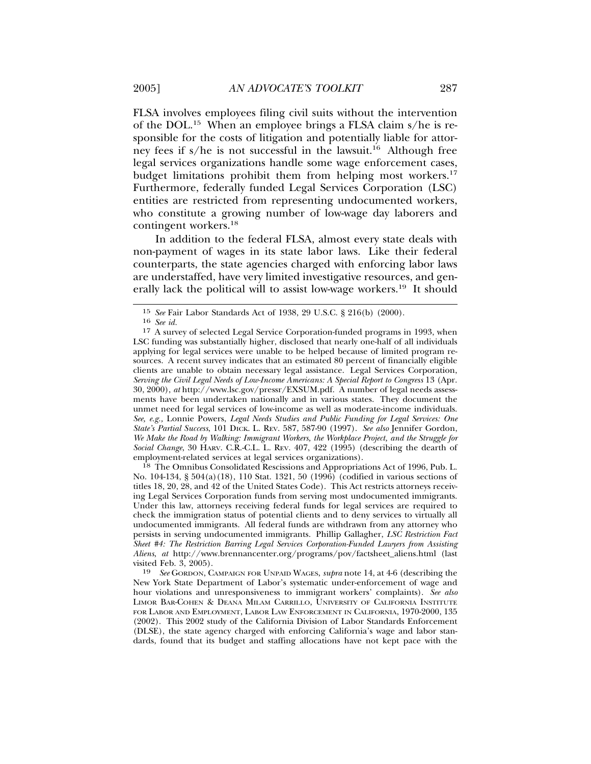FLSA involves employees filing civil suits without the intervention of the DOL.[15] When an employee brings a FLSA claim s/he is responsible for the costs of litigation and potentially liable for attorney fees if s/he is not successful in the lawsuit.[16] Although free legal services organizations handle some wage enforcement cases, budget limitations prohibit them from helping most workers.[17] Furthermore, federally funded Legal Services Corporation (LSC) entities are restricted from representing undocumented workers, who constitute a growing number of low-wage day laborers and contingent workers.[18]

In addition to the federal FLSA, almost every state deals with non-payment of wages in its state labor laws. Like their federal counterparts, the state agencies charged with enforcing labor laws are understaffed, have very limited investigative resources, and generally lack the political will to assist low-wage workers.[19] It should

---

15 *See* Fair Labor Standards Act of 1938, 29 U.S.C. § 216(b) (2000).

16 *See id.*

17 A survey of selected Legal Service Corporation-funded programs in 1993, when LSC funding was substantially higher, disclosed that nearly one-half of all individuals applying for legal services were unable to be helped because of limited program resources. A recent survey indicates that an estimated 80 percent of financially eligible clients are unable to obtain necessary legal assistance. Legal Services Corporation, *Serving the Civil Legal Needs of Low-Income Americans: A Special Report to Congress* 13 (Apr. 30, 2000), *at* http://www.lsc.gov/pressr/EXSUM.pdf. A number of legal needs assessments have been undertaken nationally and in various states. They document the unmet need for legal services of low-income as well as moderate-income individuals. *See, e.g.*, Lonnie Powers, *Legal Needs Studies and Public Funding for Legal Services: One State's Partial Success*, 101 DICK. L. REV. 587, 587-90 (1997). *See also* Jennifer Gordon, *We Make the Road by Walking: Immigrant Workers, the Workplace Project, and the Struggle for Social Change*, 30 HARV. C.R.-C.L. L. REV. 407, 422 (1995) (describing the dearth of employment-related services at legal services organizations).

18 The Omnibus Consolidated Rescissions and Appropriations Act of 1996, Pub. L. No. 104-134, § 504(a)(18), 110 Stat. 1321, 50 (1996) (codified in various sections of titles 18, 20, 28, and 42 of the United States Code). This Act restricts attorneys receiving Legal Services Corporation funds from serving most undocumented immigrants. Under this law, attorneys receiving federal funds for legal services are required to check the immigration status of potential clients and to deny services to virtually all undocumented immigrants. All federal funds are withdrawn from any attorney who persists in serving undocumented immigrants. Phillip Gallagher, *LSC Restriction Fact Sheet #4: The Restriction Barring Legal Services Corporation-Funded Lawyers from Assisting Aliens*, *at* http://www.brennancenter.org/programs/pov/factsheet_aliens.html (last visited Feb. 3, 2005).

19 *See* GORDON, CAMPAIGN FOR UNPAID WAGES, *supra* note 14, at 4-6 (describing the New York State Department of Labor's systematic under-enforcement of wage and hour violations and unresponsiveness to immigrant workers' complaints). *See also* LIMOR BAR-COHEN & DEANA MILAM CARRILLO, UNIVERSITY OF CALIFORNIA INSTITUTE FOR LABOR AND EMPLOYMENT, LABOR LAW ENFORCEMENT IN CALIFORNIA, 1970-2000, 135 (2002). This 2002 study of the California Division of Labor Standards Enforcement (DLSE), the state agency charged with enforcing California's wage and labor standards, found that its budget and staffing allocations have not kept pace with the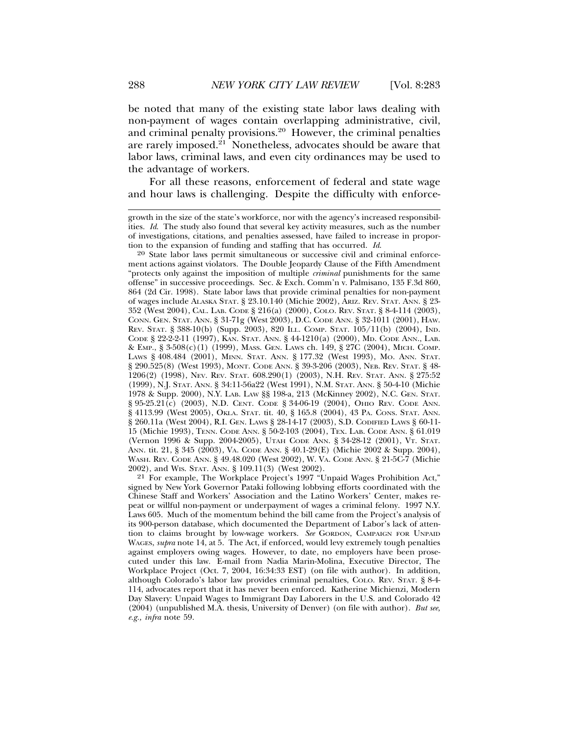be noted that many of the existing state labor laws dealing with non-payment of wages contain overlapping administrative, civil, and criminal penalty provisions.[20] However, the criminal penalties are rarely imposed.[21] Nonetheless, advocates should be aware that labor laws, criminal laws, and even city ordinances may be used to the advantage of workers.

For all these reasons, enforcement of federal and state wage and hour laws is challenging. Despite the difficulty with enforce-

---

growth in the size of the state's workforce, nor with the agency's increased responsibilities. *Id.* The study also found that several key activity measures, such as the number of investigations, citations, and penalties assessed, have failed to increase in proportion to the expansion of funding and staffing that has occurred. *Id.*

[20] State labor laws permit simultaneous or successive civil and criminal enforcement actions against violators. The Double Jeopardy Clause of the Fifth Amendment "protects only against the imposition of multiple *criminal* punishments for the same offense" in successive proceedings. Sec. & Exch. Comm'n v. Palmisano, 135 F.3d 860, 864 (2d Cir. 1998). State labor laws that provide criminal penalties for non-payment of wages include ALASKA STAT. § 23.10.140 (Michie 2002), ARIZ. REV. STAT. ANN. § 23-352 (West 2004), CAL. LAB. CODE § 216(a) (2000), COLO. REV. STAT. § 8-4-114 (2003), CONN. GEN. STAT. ANN. § 31-71g (West 2003), D.C. CODE ANN. § 32-1011 (2001), HAW. REV. STAT. § 388-10(b) (Supp. 2003), 820 ILL. COMP. STAT. 105/11(b) (2004), IND. CODE § 22-2-2-11 (1997), KAN. STAT. ANN. § 44-1210(a) (2000), MD. CODE ANN., LAB. & EMP., § 3-508(c)(1) (1999), MASS. GEN. LAWS ch. 149, § 27C (2004), MICH. COMP. LAWS § 408.484 (2001), MINN. STAT. ANN. § 177.32 (West 1993), MO. ANN. STAT. § 290.525(8) (West 1993), MONT. CODE ANN. § 39-3-206 (2003), NEB. REV. STAT. § 48-1206(2) (1998), NEV. REV. STAT. 608.290(1) (2003), N.H. REV. STAT. ANN. § 275:52 (1999), N.J. STAT. ANN. § 34:11-56a22 (West 1991), N.M. STAT. ANN. § 50-4-10 (Michie 1978 & Supp. 2000), N.Y. LAB. LAW §§ 198-a, 213 (McKinney 2002), N.C. GEN. STAT. § 95-25.21(c) (2003), N.D. CENT. CODE § 34-06-19 (2004), OHIO REV. CODE ANN. § 4113.99 (West 2005), OKLA. STAT. tit. 40, § 165.8 (2004), 43 PA. CONS. STAT. ANN. § 260.11a (West 2004), R.I. GEN. LAWS § 28-14-17 (2003), S.D. CODIFIED LAWS § 60-11-15 (Michie 1993), TENN. CODE ANN. § 50-2-103 (2004), TEX. LAB. CODE ANN. § 61.019 (Vernon 1996 & Supp. 2004-2005), UTAH CODE ANN. § 34-28-12 (2001), VT. STAT. ANN. tit. 21, § 345 (2003), VA. CODE ANN. § 40.1-29(E) (Michie 2002 & Supp. 2004), WASH. REV. CODE ANN. § 49.48.020 (West 2002), W. VA. CODE ANN. § 21-5C-7 (Michie 2002), and WIS. STAT. ANN. § 109.11(3) (West 2002).

[21] For example, The Workplace Project's 1997 "Unpaid Wages Prohibition Act," signed by New York Governor Pataki following lobbying efforts coordinated with the Chinese Staff and Workers' Association and the Latino Workers' Center, makes repeat or willful non-payment or underpayment of wages a criminal felony. 1997 N.Y. Laws 605. Much of the momentum behind the bill came from the Project's analysis of its 900-person database, which documented the Department of Labor's lack of attention to claims brought by low-wage workers. *See* GORDON, CAMPAIGN FOR UNPAID WAGES, *supra* note 14, at 5. The Act, if enforced, would levy extremely tough penalties against employers owing wages. However, to date, no employers have been prosecuted under this law. E-mail from Nadia Marin-Molina, Executive Director, The Workplace Project (Oct. 7, 2004, 16:34:33 EST) (on file with author). In addition, although Colorado's labor law provides criminal penalties, COLO. REV. STAT. § 8-4-114, advocates report that it has never been enforced. Katherine Michienzi, Modern Day Slavery: Unpaid Wages to Immigrant Day Laborers in the U.S. and Colorado 42 (2004) (unpublished M.A. thesis, University of Denver) (on file with author). *But see, e.g., infra* note 59.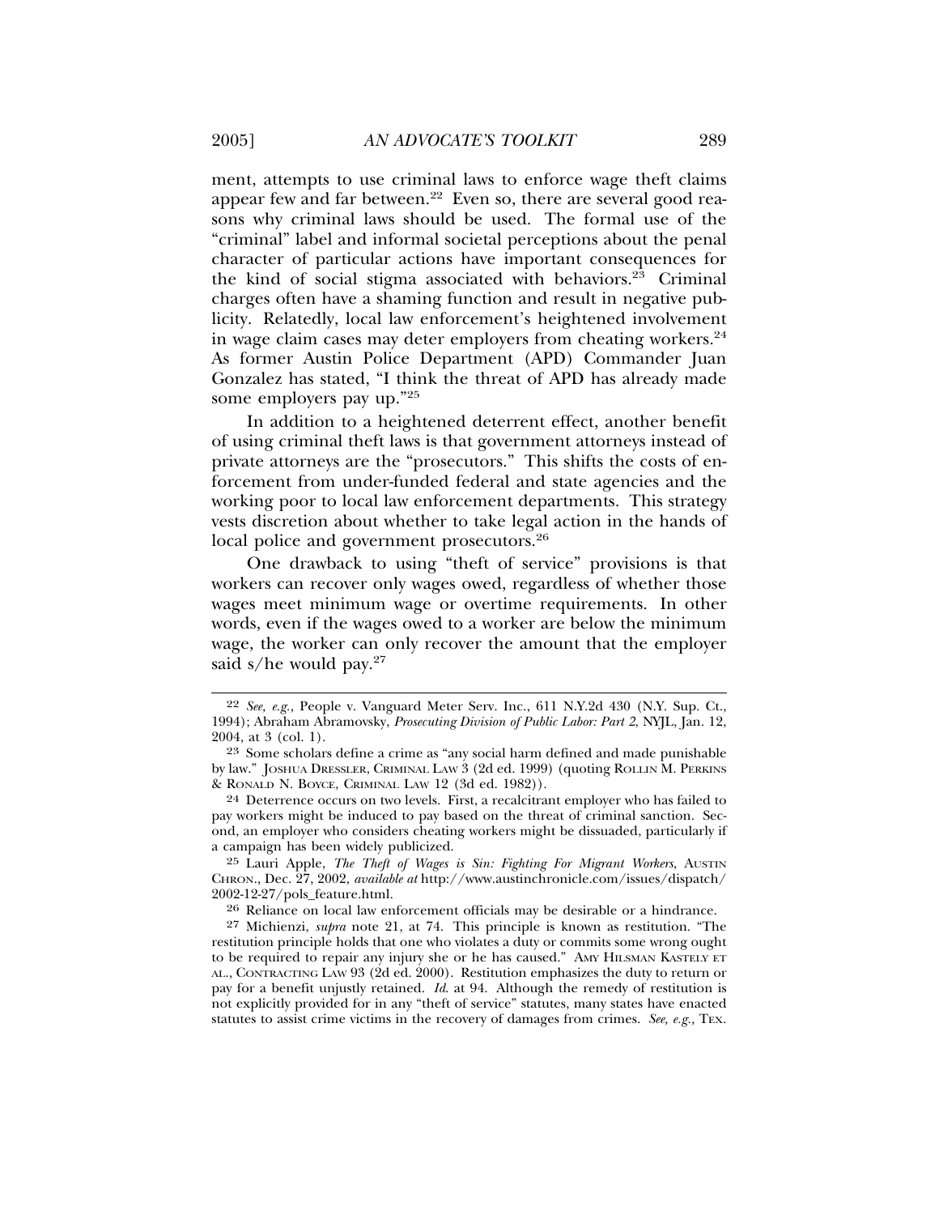ment, attempts to use criminal laws to enforce wage theft claims appear few and far between.[22] Even so, there are several good reasons why criminal laws should be used. The formal use of the "criminal" label and informal societal perceptions about the penal character of particular actions have important consequences for the kind of social stigma associated with behaviors.[23] Criminal charges often have a shaming function and result in negative publicity. Relatedly, local law enforcement's heightened involvement in wage claim cases may deter employers from cheating workers.[24] As former Austin Police Department (APD) Commander Juan Gonzalez has stated, "I think the threat of APD has already made some employers pay up."[25]

In addition to a heightened deterrent effect, another benefit of using criminal theft laws is that government attorneys instead of private attorneys are the "prosecutors." This shifts the costs of enforcement from under-funded federal and state agencies and the working poor to local law enforcement departments. This strategy vests discretion about whether to take legal action in the hands of local police and government prosecutors.[26]

One drawback to using "theft of service" provisions is that workers can recover only wages owed, regardless of whether those wages meet minimum wage or overtime requirements. In other words, even if the wages owed to a worker are below the minimum wage, the worker can only recover the amount that the employer said s/he would pay.[27]

---

[22] *See, e.g.,* People v. Vanguard Meter Serv. Inc., 611 N.Y.2d 430 (N.Y. Sup. Ct., 1994); Abraham Abramovsky, *Prosecuting Division of Public Labor: Part 2*, NYJL, Jan. 12, 2004, at 3 (col. 1).

[23] Some scholars define a crime as "any social harm defined and made punishable by law." JOSHUA DRESSLER, CRIMINAL LAW 3 (2d ed. 1999) (quoting ROLLIN M. PERKINS & RONALD N. BOYCE, CRIMINAL LAW 12 (3d ed. 1982)).

[24] Deterrence occurs on two levels. First, a recalcitrant employer who has failed to pay workers might be induced to pay based on the threat of criminal sanction. Second, an employer who considers cheating workers might be dissuaded, particularly if a campaign has been widely publicized.

[25] Lauri Apple, *The Theft of Wages is Sin: Fighting For Migrant Workers*, AUSTIN CHRON., Dec. 27, 2002, *available at* http://www.austinchronicle.com/issues/dispatch/2002-12-27/pols_feature.html.

[26] Reliance on local law enforcement officials may be desirable or a hindrance.

[27] Michienzi, *supra* note 21, at 74. This principle is known as restitution. "The restitution principle holds that one who violates a duty or commits some wrong ought to be required to repair any injury she or he has caused." AMY HILSMAN KASTELY ET AL., CONTRACTING LAW 93 (2d ed. 2000). Restitution emphasizes the duty to return or pay for a benefit unjustly retained. *Id.* at 94. Although the remedy of restitution is not explicitly provided for in any "theft of service" statutes, many states have enacted statutes to assist crime victims in the recovery of damages from crimes. *See, e.g.,* TEX.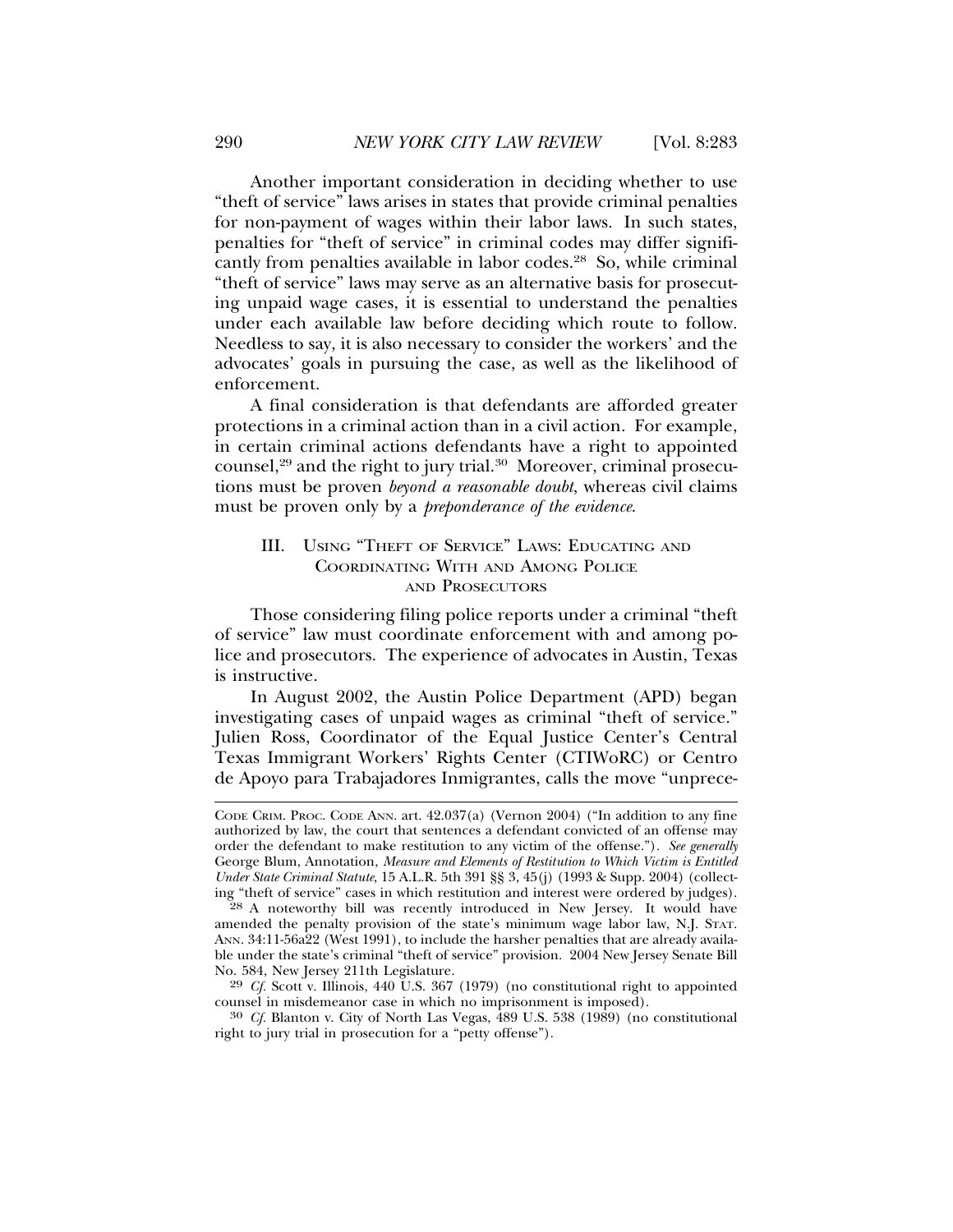Another important consideration in deciding whether to use "theft of service" laws arises in states that provide criminal penalties for non-payment of wages within their labor laws. In such states, penalties for "theft of service" in criminal codes may differ significantly from penalties available in labor codes.[28] So, while criminal "theft of service" laws may serve as an alternative basis for prosecuting unpaid wage cases, it is essential to understand the penalties under each available law before deciding which route to follow. Needless to say, it is also necessary to consider the workers' and the advocates' goals in pursuing the case, as well as the likelihood of enforcement.

A final consideration is that defendants are afforded greater protections in a criminal action than in a civil action. For example, in certain criminal actions defendants have a right to appointed counsel,[29] and the right to jury trial.[30] Moreover, criminal prosecutions must be proven *beyond a reasonable doubt*, whereas civil claims must be proven only by a *preponderance of the evidence*.

## III. Using "Theft of Service" Laws: Educating and Coordinating With and Among Police and Prosecutors

Those considering filing police reports under a criminal "theft of service" law must coordinate enforcement with and among police and prosecutors. The experience of advocates in Austin, Texas is instructive.

In August 2002, the Austin Police Department (APD) began investigating cases of unpaid wages as criminal "theft of service." Julien Ross, Coordinator of the Equal Justice Center's Central Texas Immigrant Workers' Rights Center (CTIWoRC) or Centro de Apoyo para Trabajadores Inmigrantes, calls the move "unprece-

---

Code Crim. Proc. Code Ann. art. 42.037(a) (Vernon 2004) ("In addition to any fine authorized by law, the court that sentences a defendant convicted of an offense may order the defendant to make restitution to any victim of the offense."). *See generally* George Blum, Annotation, *Measure and Elements of Restitution to Which Victim is Entitled Under State Criminal Statute*, 15 A.L.R. 5th 391 §§ 3, 45(j) (1993 & Supp. 2004) (collecting "theft of service" cases in which restitution and interest were ordered by judges).

[28] A noteworthy bill was recently introduced in New Jersey. It would have amended the penalty provision of the state's minimum wage labor law, N.J. Stat. Ann. 34:11-56a22 (West 1991), to include the harsher penalties that are already available under the state's criminal "theft of service" provision. 2004 New Jersey Senate Bill No. 584, New Jersey 211th Legislature.

[29] *Cf.* Scott v. Illinois, 440 U.S. 367 (1979) (no constitutional right to appointed counsel in misdemeanor case in which no imprisonment is imposed).

[30] *Cf.* Blanton v. City of North Las Vegas, 489 U.S. 538 (1989) (no constitutional right to jury trial in prosecution for a "petty offense").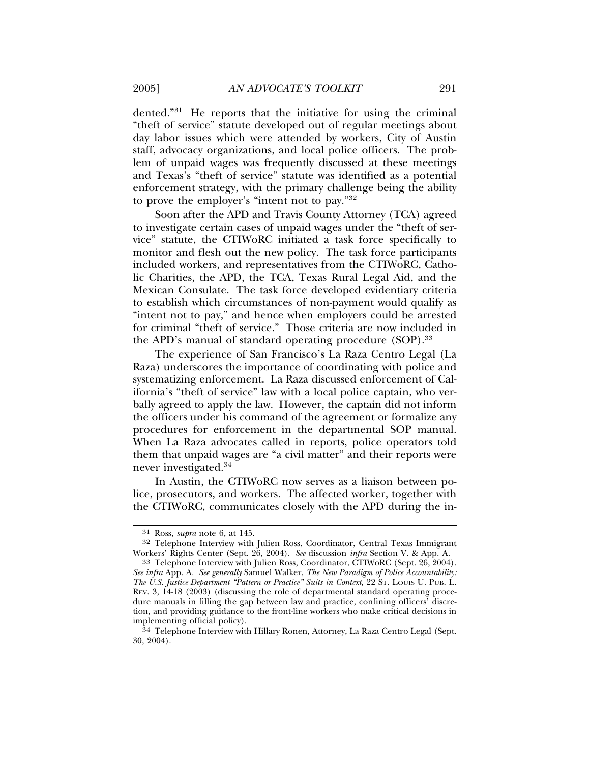dented."[31] He reports that the initiative for using the criminal "theft of service" statute developed out of regular meetings about day labor issues which were attended by workers, City of Austin staff, advocacy organizations, and local police officers. The problem of unpaid wages was frequently discussed at these meetings and Texas's "theft of service" statute was identified as a potential enforcement strategy, with the primary challenge being the ability to prove the employer's "intent not to pay."[32]

Soon after the APD and Travis County Attorney (TCA) agreed to investigate certain cases of unpaid wages under the "theft of service" statute, the CTIWoRC initiated a task force specifically to monitor and flesh out the new policy. The task force participants included workers, and representatives from the CTIWoRC, Catholic Charities, the APD, the TCA, Texas Rural Legal Aid, and the Mexican Consulate. The task force developed evidentiary criteria to establish which circumstances of non-payment would qualify as "intent not to pay," and hence when employers could be arrested for criminal "theft of service." Those criteria are now included in the APD's manual of standard operating procedure (SOP).[33]

The experience of San Francisco's La Raza Centro Legal (La Raza) underscores the importance of coordinating with police and systematizing enforcement. La Raza discussed enforcement of California's "theft of service" law with a local police captain, who verbally agreed to apply the law. However, the captain did not inform the officers under his command of the agreement or formalize any procedures for enforcement in the departmental SOP manual. When La Raza advocates called in reports, police operators told them that unpaid wages are "a civil matter" and their reports were never investigated.[34]

In Austin, the CTIWoRC now serves as a liaison between police, prosecutors, and workers. The affected worker, together with the CTIWoRC, communicates closely with the APD during the in-

---

[31] Ross, *supra* note 6, at 145.

[32] Telephone Interview with Julien Ross, Coordinator, Central Texas Immigrant Workers' Rights Center (Sept. 26, 2004). *See* discussion *infra* Section V. & App. A.

[33] Telephone Interview with Julien Ross, Coordinator, CTIWoRC (Sept. 26, 2004). *See infra* App. A. *See generally* Samuel Walker, *The New Paradigm of Police Accountability: The U.S. Justice Department "Pattern or Practice" Suits in Context*, 22 ST. LOUIS U. PUB. L. REV. 3, 14-18 (2003) (discussing the role of departmental standard operating procedure manuals in filling the gap between law and practice, confining officers' discretion, and providing guidance to the front-line workers who make critical decisions in implementing official policy).

[34] Telephone Interview with Hillary Ronen, Attorney, La Raza Centro Legal (Sept. 30, 2004).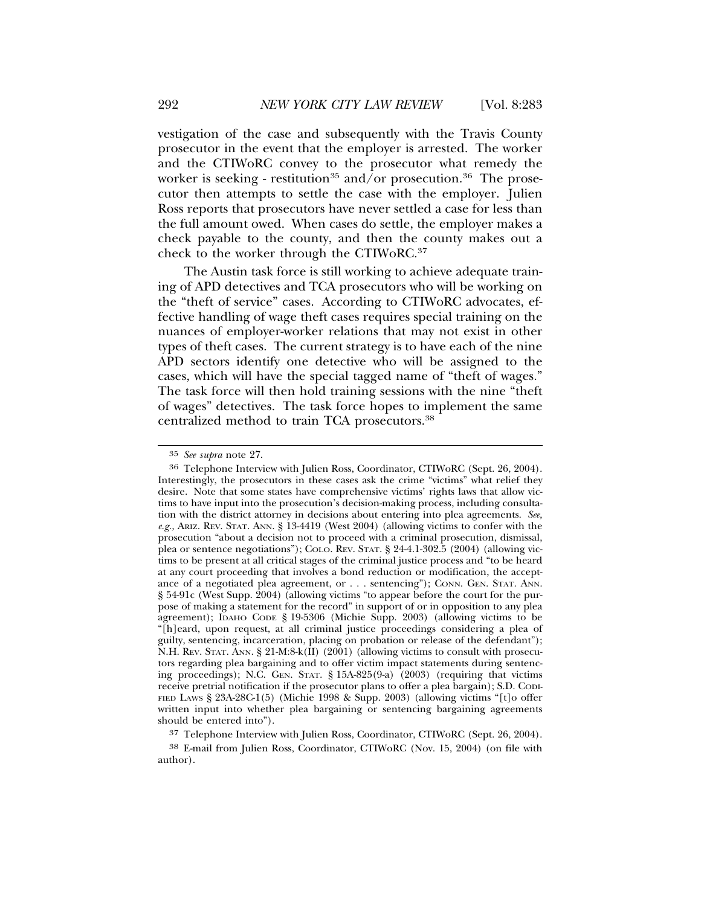vestigation of the case and subsequently with the Travis County prosecutor in the event that the employer is arrested. The worker and the CTIWoRC convey to the prosecutor what remedy the worker is seeking - restitution[35] and/or prosecution.[36] The prosecutor then attempts to settle the case with the employer. Julien Ross reports that prosecutors have never settled a case for less than the full amount owed. When cases do settle, the employer makes a check payable to the county, and then the county makes out a check to the worker through the CTIWoRC.[37]

The Austin task force is still working to achieve adequate training of APD detectives and TCA prosecutors who will be working on the "theft of service" cases. According to CTIWoRC advocates, effective handling of wage theft cases requires special training on the nuances of employer-worker relations that may not exist in other types of theft cases. The current strategy is to have each of the nine APD sectors identify one detective who will be assigned to the cases, which will have the special tagged name of "theft of wages." The task force will then hold training sessions with the nine "theft of wages" detectives. The task force hopes to implement the same centralized method to train TCA prosecutors.[38]

---

[35] *See supra* note 27.

[36] Telephone Interview with Julien Ross, Coordinator, CTIWoRC (Sept. 26, 2004). Interestingly, the prosecutors in these cases ask the crime "victims" what relief they desire. Note that some states have comprehensive victims' rights laws that allow victims to have input into the prosecution's decision-making process, including consultation with the district attorney in decisions about entering into plea agreements. *See, e.g.,* ARIZ. REV. STAT. ANN. § 13-4419 (West 2004) (allowing victims to confer with the prosecution "about a decision not to proceed with a criminal prosecution, dismissal, plea or sentence negotiations"); COLO. REV. STAT. § 24-4.1-302.5 (2004) (allowing victims to be present at all critical stages of the criminal justice process and "to be heard at any court proceeding that involves a bond reduction or modification, the acceptance of a negotiated plea agreement, or . . . sentencing"); CONN. GEN. STAT. ANN. § 54-91c (West Supp. 2004) (allowing victims "to appear before the court for the purpose of making a statement for the record" in support of or in opposition to any plea agreement); IDAHO CODE § 19-5306 (Michie Supp. 2003) (allowing victims to be "[h]eard, upon request, at all criminal justice proceedings considering a plea of guilty, sentencing, incarceration, placing on probation or release of the defendant"); N.H. REV. STAT. ANN. § 21-M:8-k(II) (2001) (allowing victims to consult with prosecutors regarding plea bargaining and to offer victim impact statements during sentencing proceedings); N.C. GEN. STAT. § 15A-825(9-a) (2003) (requiring that victims receive pretrial notification if the prosecutor plans to offer a plea bargain); S.D. CODIFIED LAWS § 23A-28C-1(5) (Michie 1998 & Supp. 2003) (allowing victims "[t]o offer written input into whether plea bargaining or sentencing bargaining agreements should be entered into").

[37] Telephone Interview with Julien Ross, Coordinator, CTIWoRC (Sept. 26, 2004).

[38] E-mail from Julien Ross, Coordinator, CTIWoRC (Nov. 15, 2004) (on file with author).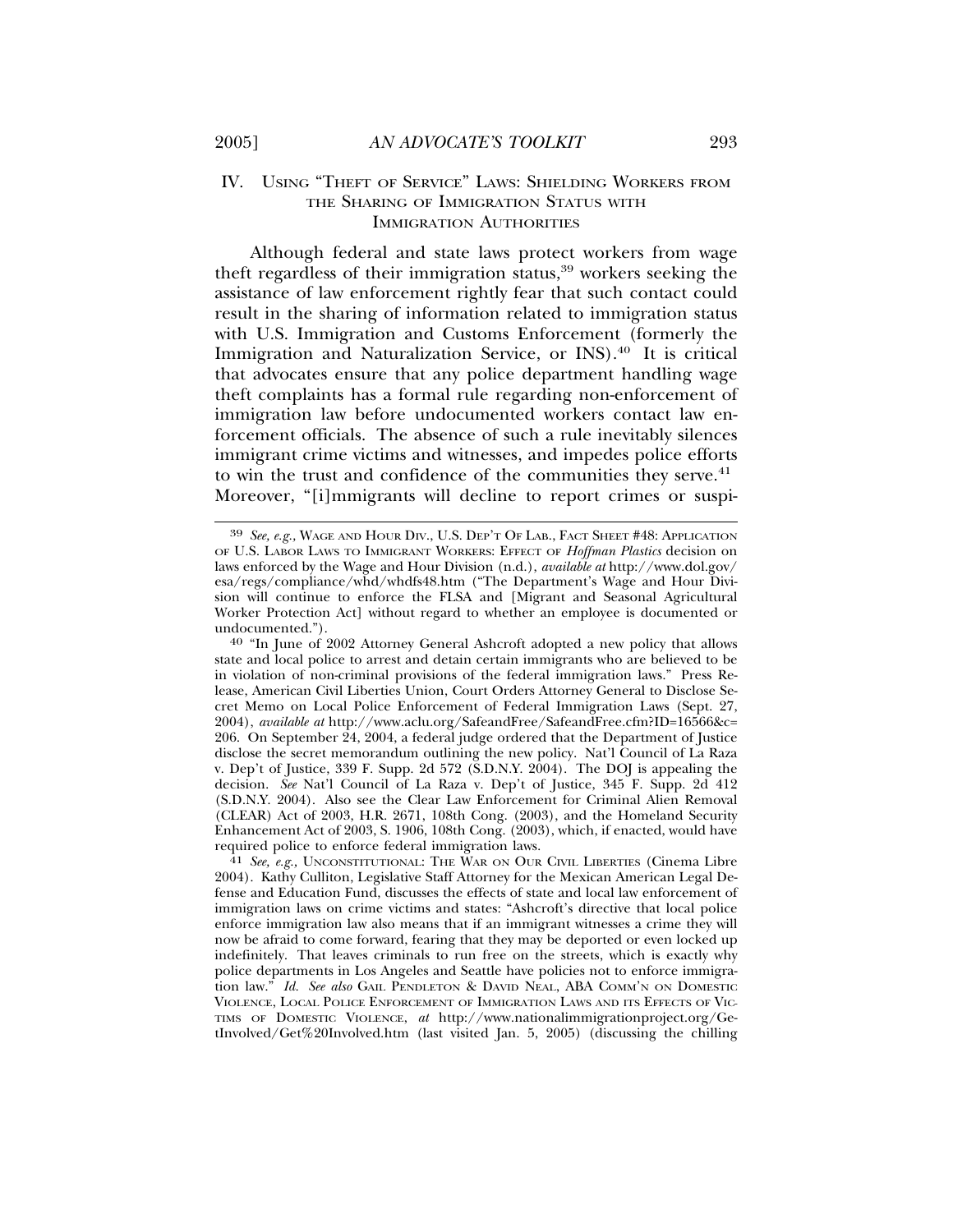## IV. Using "Theft of Service" Laws: Shielding Workers from the Sharing of Immigration Status with Immigration Authorities

Although federal and state laws protect workers from wage theft regardless of their immigration status,[39] workers seeking the assistance of law enforcement rightly fear that such contact could result in the sharing of information related to immigration status with U.S. Immigration and Customs Enforcement (formerly the Immigration and Naturalization Service, or INS).[40] It is critical that advocates ensure that any police department handling wage theft complaints has a formal rule regarding non-enforcement of immigration law before undocumented workers contact law enforcement officials. The absence of such a rule inevitably silences immigrant crime victims and witnesses, and impedes police efforts to win the trust and confidence of the communities they serve.[41] Moreover, "[i]mmigrants will decline to report crimes or suspi-

---

[39] *See, e.g.*, Wage and Hour Div., U.S. Dep't Of Lab., Fact Sheet #48: Application of U.S. Labor Laws to Immigrant Workers: Effect of *Hoffman Plastics* decision on laws enforced by the Wage and Hour Division (n.d.), *available at* http://www.dol.gov/esa/regs/compliance/whd/whdfs48.htm ("The Department's Wage and Hour Division will continue to enforce the FLSA and [Migrant and Seasonal Agricultural Worker Protection Act] without regard to whether an employee is documented or undocumented.").

[40] "In June of 2002 Attorney General Ashcroft adopted a new policy that allows state and local police to arrest and detain certain immigrants who are believed to be in violation of non-criminal provisions of the federal immigration laws." Press Release, American Civil Liberties Union, Court Orders Attorney General to Disclose Secret Memo on Local Police Enforcement of Federal Immigration Laws (Sept. 27, 2004), *available at* http://www.aclu.org/SafeandFree/SafeandFree.cfm?ID=16566&c=206. On September 24, 2004, a federal judge ordered that the Department of Justice disclose the secret memorandum outlining the new policy. Nat'l Council of La Raza v. Dep't of Justice, 339 F. Supp. 2d 572 (S.D.N.Y. 2004). The DOJ is appealing the decision. *See* Nat'l Council of La Raza v. Dep't of Justice, 345 F. Supp. 2d 412 (S.D.N.Y. 2004). Also see the Clear Law Enforcement for Criminal Alien Removal (CLEAR) Act of 2003, H.R. 2671, 108th Cong. (2003), and the Homeland Security Enhancement Act of 2003, S. 1906, 108th Cong. (2003), which, if enacted, would have required police to enforce federal immigration laws.

[41] *See, e.g.*, Unconstitutional: The War on Our Civil Liberties (Cinema Libre 2004). Kathy Culliton, Legislative Staff Attorney for the Mexican American Legal Defense and Education Fund, discusses the effects of state and local law enforcement of immigration laws on crime victims and states: "Ashcroft's directive that local police enforce immigration law also means that if an immigrant witnesses a crime they will now be afraid to come forward, fearing that they may be deported or even locked up indefinitely. That leaves criminals to run free on the streets, which is exactly why police departments in Los Angeles and Seattle have policies not to enforce immigration law." *Id. See also* Gail Pendleton & David Neal, ABA Comm'n on Domestic Violence, Local Police Enforcement of Immigration Laws and its Effects of Victims of Domestic Violence, *at* http://www.nationalimmigrationproject.org/GetInvolved/Get%20Involved.htm (last visited Jan. 5, 2005) (discussing the chilling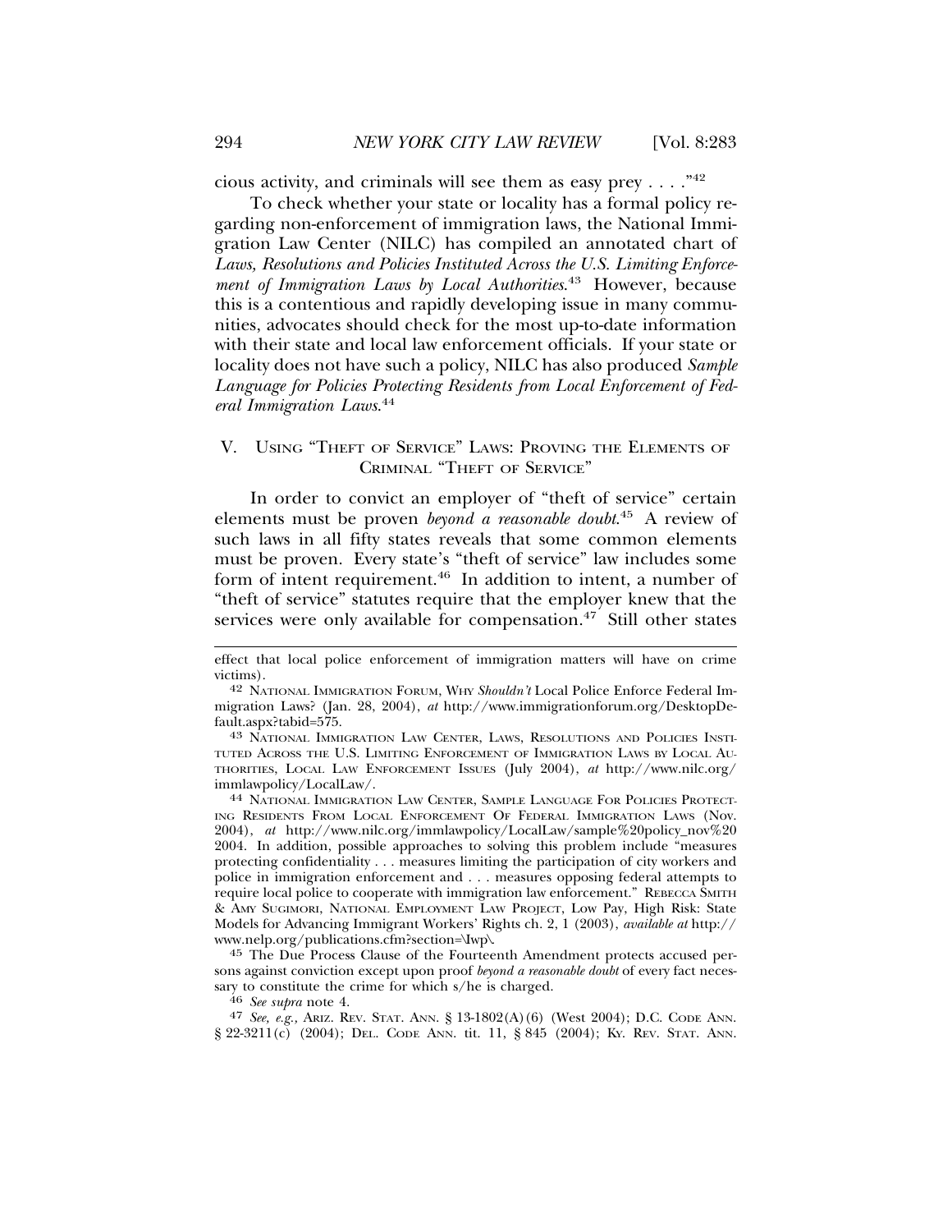cious activity, and criminals will see them as easy prey . . . ."[42]

To check whether your state or locality has a formal policy regarding non-enforcement of immigration laws, the National Immigration Law Center (NILC) has compiled an annotated chart of *Laws, Resolutions and Policies Instituted Across the U.S. Limiting Enforcement of Immigration Laws by Local Authorities*.[43] However, because this is a contentious and rapidly developing issue in many communities, advocates should check for the most up-to-date information with their state and local law enforcement officials. If your state or locality does not have such a policy, NILC has also produced *Sample Language for Policies Protecting Residents from Local Enforcement of Federal Immigration Laws*.[44]

## V. Using "Theft of Service" Laws: Proving the Elements of Criminal "Theft of Service"

In order to convict an employer of "theft of service" certain elements must be proven *beyond a reasonable doubt*.[45] A review of such laws in all fifty states reveals that some common elements must be proven. Every state's "theft of service" law includes some form of intent requirement.[46] In addition to intent, a number of "theft of service" statutes require that the employer knew that the services were only available for compensation.[47] Still other states

---

effect that local police enforcement of immigration matters will have on crime victims).

[42] National Immigration Forum, Why *Shouldn't* Local Police Enforce Federal Immigration Laws? (Jan. 28, 2004), *at* http://www.immigrationforum.org/DesktopDefault.aspx?tabid=575.

[43] National Immigration Law Center, Laws, Resolutions and Policies Instituted Across the U.S. Limiting Enforcement of Immigration Laws by Local Authorities, Local Law Enforcement Issues (July 2004), *at* http://www.nilc.org/immlawpolicy/LocalLaw/.

[44] National Immigration Law Center, Sample Language For Policies Protecting Residents From Local Enforcement Of Federal Immigration Laws (Nov. 2004), *at* http://www.nilc.org/immlawpolicy/LocalLaw/sample%20policy_nov%202004. In addition, possible approaches to solving this problem include "measures protecting confidentiality . . . measures limiting the participation of city workers and police in immigration enforcement and . . . measures opposing federal attempts to require local police to cooperate with immigration law enforcement." Rebecca Smith & Amy Sugimori, National Employment Law Project, Low Pay, High Risk: State Models for Advancing Immigrant Workers' Rights ch. 2, 1 (2003), *available at* http://www.nelp.org/publications.cfm?section=\Iwp\.

[45] The Due Process Clause of the Fourteenth Amendment protects accused persons against conviction except upon proof *beyond a reasonable doubt* of every fact necessary to constitute the crime for which s/he is charged.

[46] *See supra* note 4.

[47] *See, e.g.*, Ariz. Rev. Stat. Ann. § 13-1802(A)(6) (West 2004); D.C. Code Ann. § 22-3211(c) (2004); Del. Code Ann. tit. 11, § 845 (2004); Ky. Rev. Stat. Ann.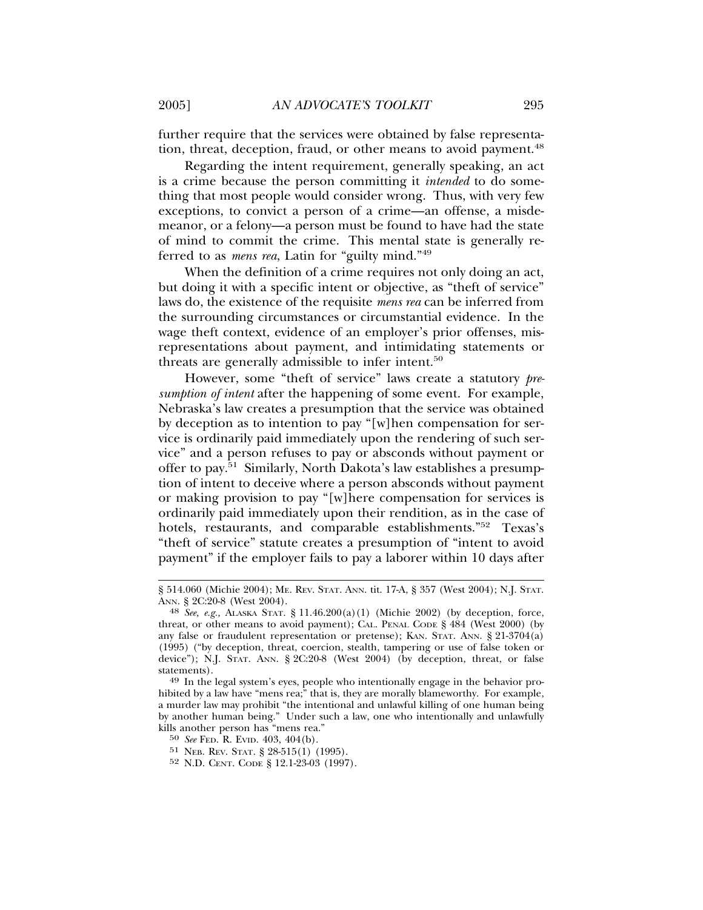further require that the services were obtained by false representation, threat, deception, fraud, or other means to avoid payment.[48]

Regarding the intent requirement, generally speaking, an act is a crime because the person committing it *intended* to do something that most people would consider wrong. Thus, with very few exceptions, to convict a person of a crime—an offense, a misdemeanor, or a felony—a person must be found to have had the state of mind to commit the crime. This mental state is generally referred to as *mens rea*, Latin for "guilty mind."[49]

When the definition of a crime requires not only doing an act, but doing it with a specific intent or objective, as "theft of service" laws do, the existence of the requisite *mens rea* can be inferred from the surrounding circumstances or circumstantial evidence. In the wage theft context, evidence of an employer's prior offenses, misrepresentations about payment, and intimidating statements or threats are generally admissible to infer intent.[50]

However, some "theft of service" laws create a statutory *presumption of intent* after the happening of some event. For example, Nebraska's law creates a presumption that the service was obtained by deception as to intention to pay "[w]hen compensation for service is ordinarily paid immediately upon the rendering of such service" and a person refuses to pay or absconds without payment or offer to pay.[51] Similarly, North Dakota's law establishes a presumption of intent to deceive where a person absconds without payment or making provision to pay "[w]here compensation for services is ordinarily paid immediately upon their rendition, as in the case of hotels, restaurants, and comparable establishments."[52] Texas's "theft of service" statute creates a presumption of "intent to avoid payment" if the employer fails to pay a laborer within 10 days after

---

§ 514.060 (Michie 2004); ME. REV. STAT. ANN. tit. 17-A, § 357 (West 2004); N.J. STAT. ANN. § 2C:20-8 (West 2004).

48 *See, e.g.,* ALASKA STAT. § 11.46.200(a)(1) (Michie 2002) (by deception, force, threat, or other means to avoid payment); CAL. PENAL CODE § 484 (West 2000) (by any false or fraudulent representation or pretense); KAN. STAT. ANN. § 21-3704(a) (1995) ("by deception, threat, coercion, stealth, tampering or use of false token or device"); N.J. STAT. ANN. § 2C:20-8 (West 2004) (by deception, threat, or false statements).

49 In the legal system's eyes, people who intentionally engage in the behavior prohibited by a law have "mens rea;" that is, they are morally blameworthy. For example, a murder law may prohibit "the intentional and unlawful killing of one human being by another human being." Under such a law, one who intentionally and unlawfully kills another person has "mens rea."

50 *See* FED. R. EVID. 403, 404(b).

51 NEB. REV. STAT. § 28-515(1) (1995).

52 N.D. CENT. CODE § 12.1-23-03 (1997).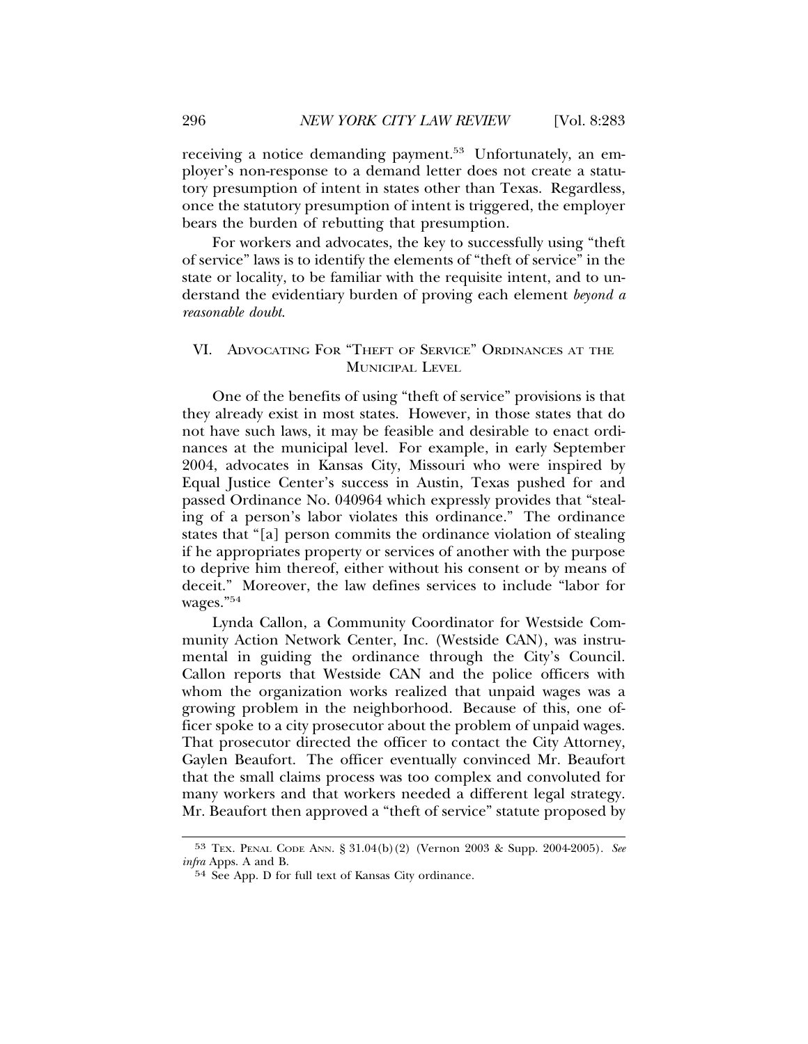receiving a notice demanding payment.[53] Unfortunately, an employer's non-response to a demand letter does not create a statutory presumption of intent in states other than Texas. Regardless, once the statutory presumption of intent is triggered, the employer bears the burden of rebutting that presumption.

For workers and advocates, the key to successfully using "theft of service" laws is to identify the elements of "theft of service" in the state or locality, to be familiar with the requisite intent, and to understand the evidentiary burden of proving each element *beyond a reasonable doubt*.

## VI. Advocating For "Theft of Service" Ordinances at the Municipal Level

One of the benefits of using "theft of service" provisions is that they already exist in most states. However, in those states that do not have such laws, it may be feasible and desirable to enact ordinances at the municipal level. For example, in early September 2004, advocates in Kansas City, Missouri who were inspired by Equal Justice Center's success in Austin, Texas pushed for and passed Ordinance No. 040964 which expressly provides that "stealing of a person's labor violates this ordinance." The ordinance states that "[a] person commits the ordinance violation of stealing if he appropriates property or services of another with the purpose to deprive him thereof, either without his consent or by means of deceit." Moreover, the law defines services to include "labor for wages."[54]

Lynda Callon, a Community Coordinator for Westside Community Action Network Center, Inc. (Westside CAN), was instrumental in guiding the ordinance through the City's Council. Callon reports that Westside CAN and the police officers with whom the organization works realized that unpaid wages was a growing problem in the neighborhood. Because of this, one officer spoke to a city prosecutor about the problem of unpaid wages. That prosecutor directed the officer to contact the City Attorney, Gaylen Beaufort. The officer eventually convinced Mr. Beaufort that the small claims process was too complex and convoluted for many workers and that workers needed a different legal strategy. Mr. Beaufort then approved a "theft of service" statute proposed by

---

53 Tex. Penal Code Ann. § 31.04(b)(2) (Vernon 2003 & Supp. 2004-2005). *See infra* Apps. A and B.

54 See App. D for full text of Kansas City ordinance.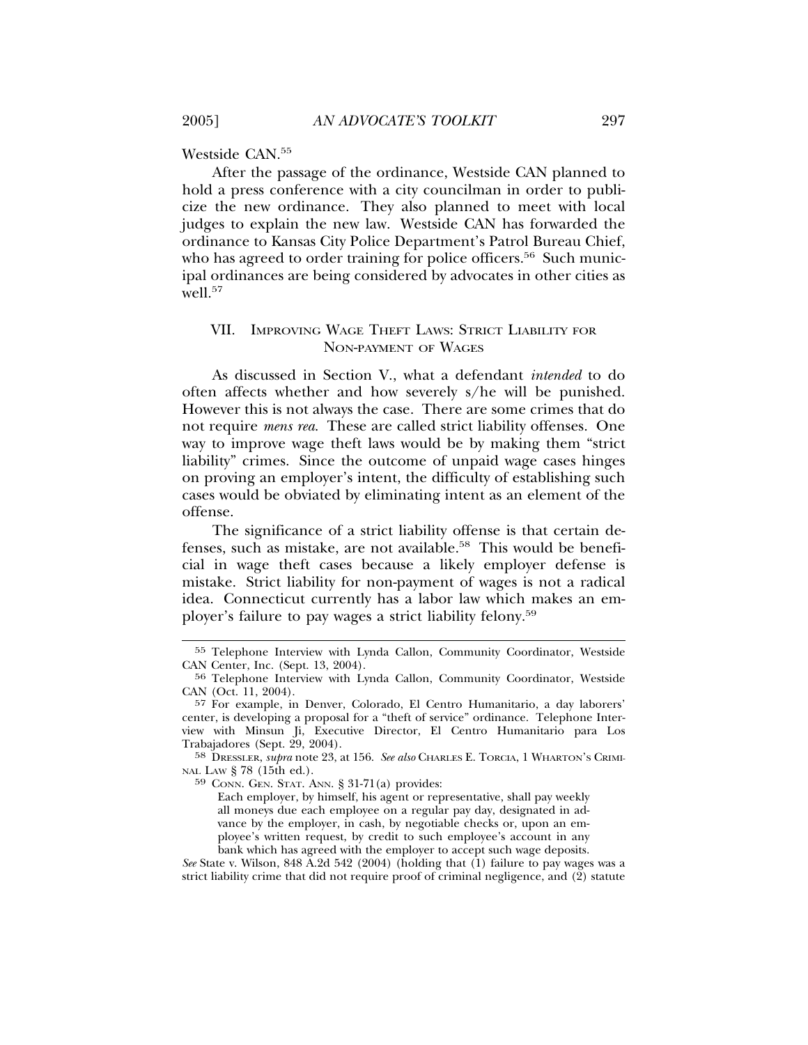Westside CAN.[55]

After the passage of the ordinance, Westside CAN planned to hold a press conference with a city councilman in order to publicize the new ordinance. They also planned to meet with local judges to explain the new law. Westside CAN has forwarded the ordinance to Kansas City Police Department's Patrol Bureau Chief, who has agreed to order training for police officers.[56] Such municipal ordinances are being considered by advocates in other cities as well.[57]

## VII. Improving Wage Theft Laws: Strict Liability for Non-payment of Wages

As discussed in Section V., what a defendant *intended* to do often affects whether and how severely s/he will be punished. However this is not always the case. There are some crimes that do not require *mens rea*. These are called strict liability offenses. One way to improve wage theft laws would be by making them "strict liability" crimes. Since the outcome of unpaid wage cases hinges on proving an employer's intent, the difficulty of establishing such cases would be obviated by eliminating intent as an element of the offense.

The significance of a strict liability offense is that certain defenses, such as mistake, are not available.[58] This would be beneficial in wage theft cases because a likely employer defense is mistake. Strict liability for non-payment of wages is not a radical idea. Connecticut currently has a labor law which makes an employer's failure to pay wages a strict liability felony.[59]

---

[55] Telephone Interview with Lynda Callon, Community Coordinator, Westside CAN Center, Inc. (Sept. 13, 2004).

[56] Telephone Interview with Lynda Callon, Community Coordinator, Westside CAN (Oct. 11, 2004).

[57] For example, in Denver, Colorado, El Centro Humanitario, a day laborers' center, is developing a proposal for a "theft of service" ordinance. Telephone Interview with Minsun Ji, Executive Director, El Centro Humanitario para Los Trabajadores (Sept. 29, 2004).

[58] Dressler, *supra* note 23, at 156. *See also* Charles E. Torcia, 1 Wharton's Criminal Law § 78 (15th ed.).

[59] Conn. Gen. Stat. Ann. § 31-71(a) provides:

> Each employer, by himself, his agent or representative, shall pay weekly all moneys due each employee on a regular pay day, designated in advance by the employer, in cash, by negotiable checks or, upon an employee's written request, by credit to such employee's account in any bank which has agreed with the employer to accept such wage deposits.

*See* State v. Wilson, 848 A.2d 542 (2004) (holding that (1) failure to pay wages was a strict liability crime that did not require proof of criminal negligence, and (2) statute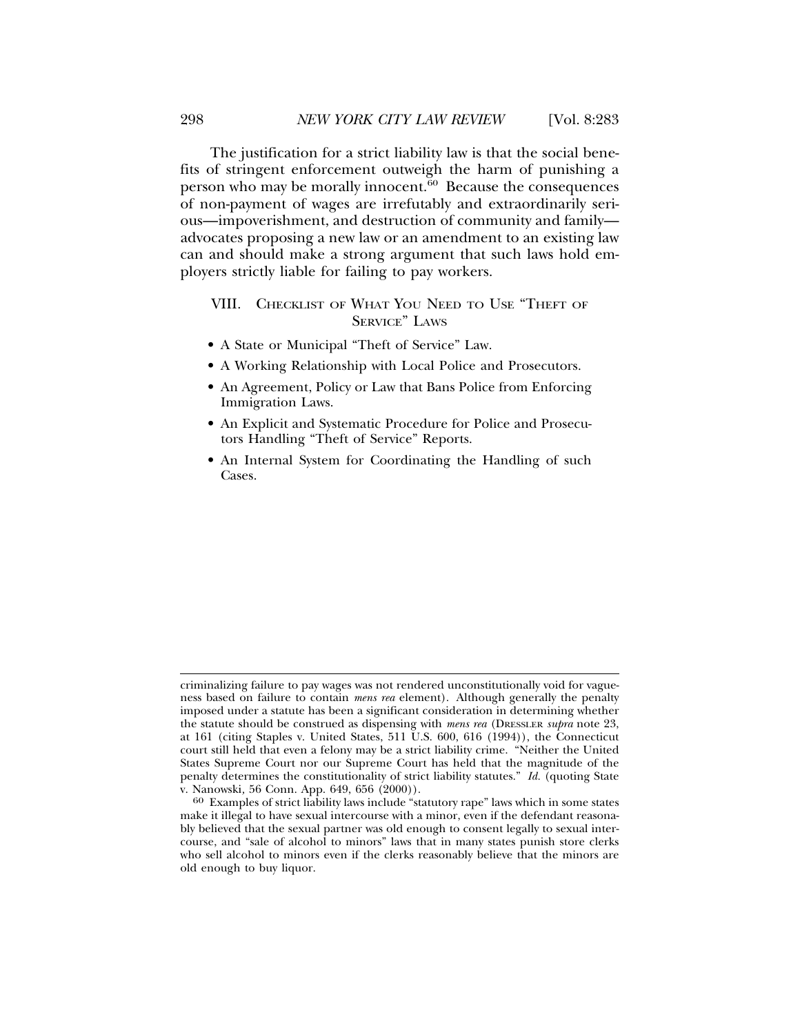The justification for a strict liability law is that the social benefits of stringent enforcement outweigh the harm of punishing a person who may be morally innocent.[60] Because the consequences of non-payment of wages are irrefutably and extraordinarily serious—impoverishment, and destruction of community and family—advocates proposing a new law or an amendment to an existing law can and should make a strong argument that such laws hold employers strictly liable for failing to pay workers.

## VIII. Checklist of What You Need to Use "Theft of Service" Laws

- A State or Municipal "Theft of Service" Law.
- A Working Relationship with Local Police and Prosecutors.
- An Agreement, Policy or Law that Bans Police from Enforcing Immigration Laws.
- An Explicit and Systematic Procedure for Police and Prosecutors Handling "Theft of Service" Reports.
- An Internal System for Coordinating the Handling of such Cases.

---

criminalizing failure to pay wages was not rendered unconstitutionally void for vagueness based on failure to contain *mens rea* element). Although generally the penalty imposed under a statute has been a significant consideration in determining whether the statute should be construed as dispensing with *mens rea* (Dressler *supra* note 23, at 161 (citing Staples v. United States, 511 U.S. 600, 616 (1994)), the Connecticut court still held that even a felony may be a strict liability crime. "Neither the United States Supreme Court nor our Supreme Court has held that the magnitude of the penalty determines the constitutionality of strict liability statutes." *Id.* (quoting State v. Nanowski, 56 Conn. App. 649, 656 (2000)).

[60] Examples of strict liability laws include "statutory rape" laws which in some states make it illegal to have sexual intercourse with a minor, even if the defendant reasonably believed that the sexual partner was old enough to consent legally to sexual intercourse, and "sale of alcohol to minors" laws that in many states punish store clerks who sell alcohol to minors even if the clerks reasonably believe that the minors are old enough to buy liquor.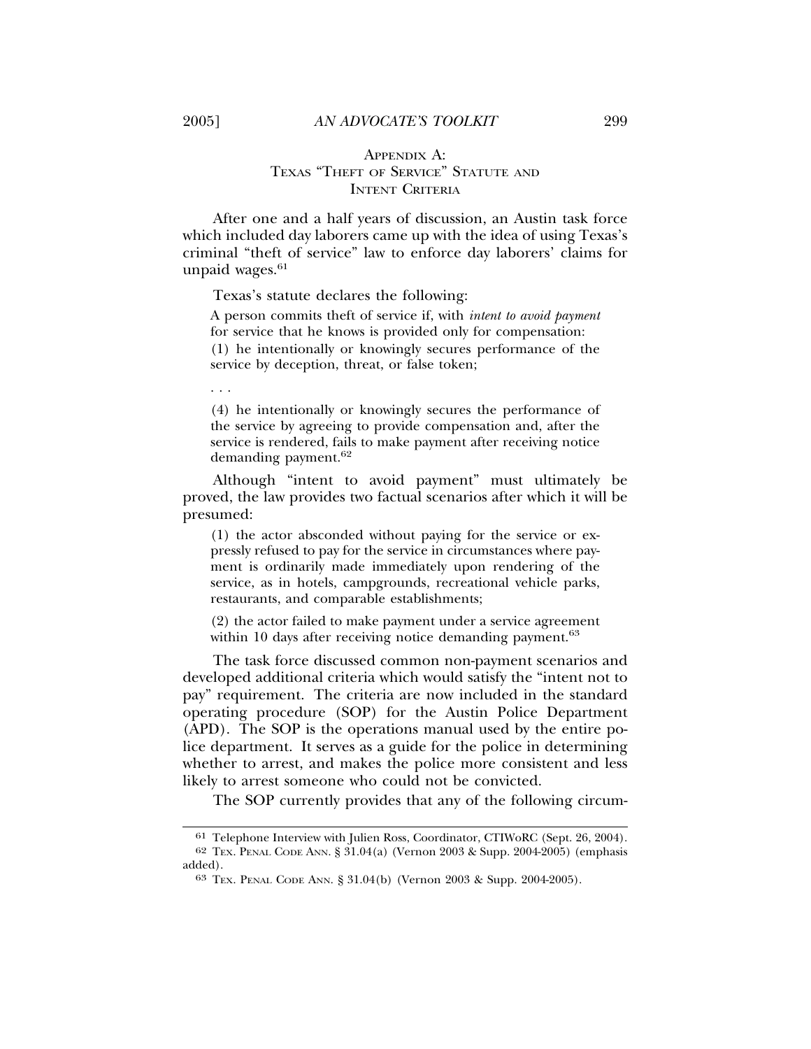## Appendix A: Texas "Theft of Service" Statute and Intent Criteria

After one and a half years of discussion, an Austin task force which included day laborers came up with the idea of using Texas's criminal "theft of service" law to enforce day laborers' claims for unpaid wages.[61]

Texas's statute declares the following:

> A person commits theft of service if, with *intent to avoid payment* for service that he knows is provided only for compensation:
>
> (1) he intentionally or knowingly secures performance of the service by deception, threat, or false token;
>
> . . .
>
> (4) he intentionally or knowingly secures the performance of the service by agreeing to provide compensation and, after the service is rendered, fails to make payment after receiving notice demanding payment.[62]

Although "intent to avoid payment" must ultimately be proved, the law provides two factual scenarios after which it will be presumed:

> (1) the actor absconded without paying for the service or expressly refused to pay for the service in circumstances where payment is ordinarily made immediately upon rendering of the service, as in hotels, campgrounds, recreational vehicle parks, restaurants, and comparable establishments;
>
> (2) the actor failed to make payment under a service agreement within 10 days after receiving notice demanding payment.[63]

The task force discussed common non-payment scenarios and developed additional criteria which would satisfy the "intent not to pay" requirement. The criteria are now included in the standard operating procedure (SOP) for the Austin Police Department (APD). The SOP is the operations manual used by the entire police department. It serves as a guide for the police in determining whether to arrest, and makes the police more consistent and less likely to arrest someone who could not be convicted.

The SOP currently provides that any of the following circum-

---

[61] Telephone Interview with Julien Ross, Coordinator, CTIWoRC (Sept. 26, 2004).

[62] TEX. PENAL CODE ANN. § 31.04(a) (Vernon 2003 & Supp. 2004-2005) (emphasis added).

[63] TEX. PENAL CODE ANN. § 31.04(b) (Vernon 2003 & Supp. 2004-2005).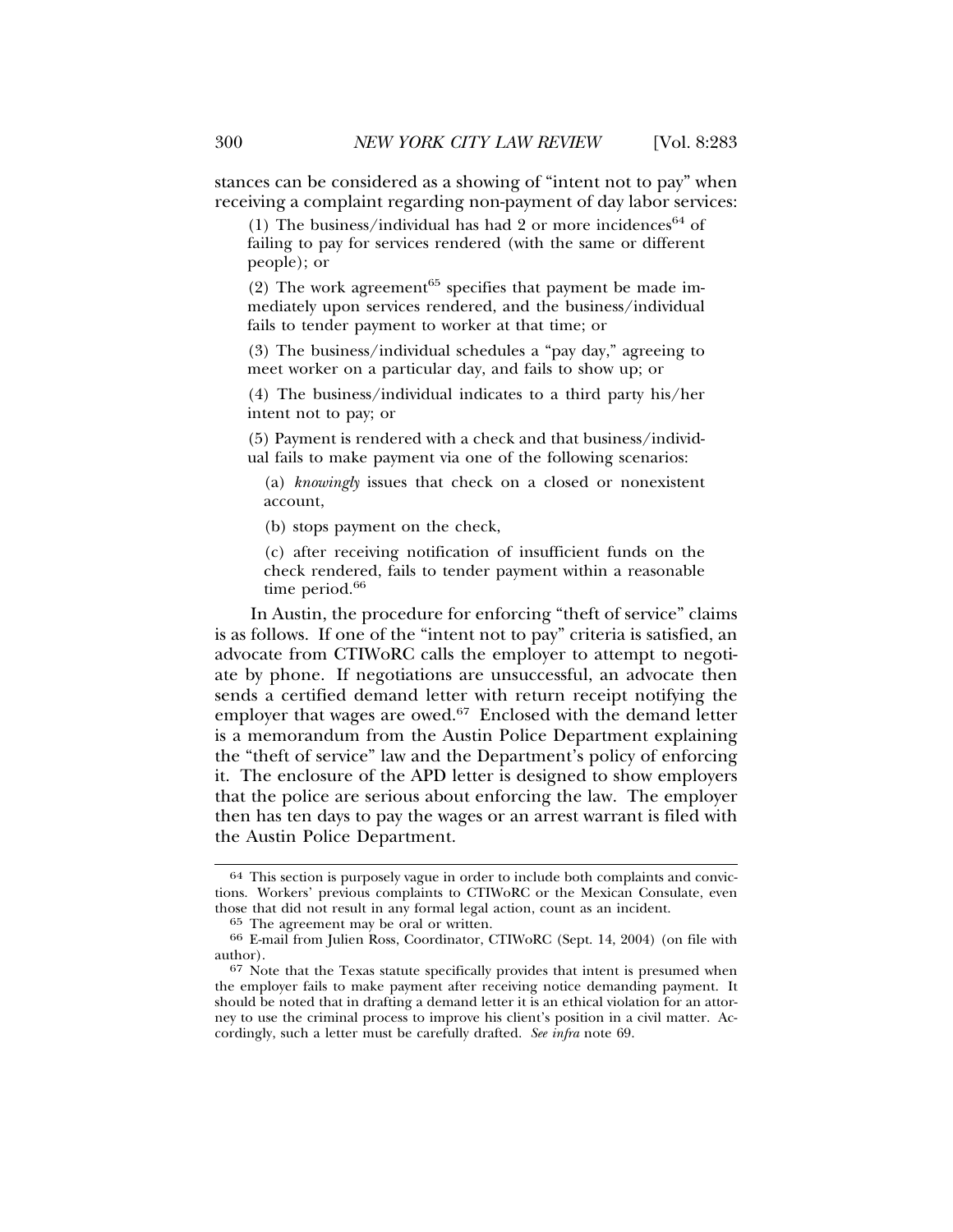stances can be considered as a showing of "intent not to pay" when receiving a complaint regarding non-payment of day labor services:

> (1) The business/individual has had 2 or more incidences[64] of failing to pay for services rendered (with the same or different people); or
>
> (2) The work agreement[65] specifies that payment be made immediately upon services rendered, and the business/individual fails to tender payment to worker at that time; or
>
> (3) The business/individual schedules a "pay day," agreeing to meet worker on a particular day, and fails to show up; or
>
> (4) The business/individual indicates to a third party his/her intent not to pay; or
>
> (5) Payment is rendered with a check and that business/individual fails to make payment via one of the following scenarios:
>
> > (a) *knowingly* issues that check on a closed or nonexistent account,
> >
> > (b) stops payment on the check,
> >
> > (c) after receiving notification of insufficient funds on the check rendered, fails to tender payment within a reasonable time period.[66]

In Austin, the procedure for enforcing "theft of service" claims is as follows. If one of the "intent not to pay" criteria is satisfied, an advocate from CTIWoRC calls the employer to attempt to negotiate by phone. If negotiations are unsuccessful, an advocate then sends a certified demand letter with return receipt notifying the employer that wages are owed.[67] Enclosed with the demand letter is a memorandum from the Austin Police Department explaining the "theft of service" law and the Department's policy of enforcing it. The enclosure of the APD letter is designed to show employers that the police are serious about enforcing the law. The employer then has ten days to pay the wages or an arrest warrant is filed with the Austin Police Department.

---

64 This section is purposely vague in order to include both complaints and convictions. Workers' previous complaints to CTIWoRC or the Mexican Consulate, even those that did not result in any formal legal action, count as an incident.

65 The agreement may be oral or written.

66 E-mail from Julien Ross, Coordinator, CTIWoRC (Sept. 14, 2004) (on file with author).

67 Note that the Texas statute specifically provides that intent is presumed when the employer fails to make payment after receiving notice demanding payment. It should be noted that in drafting a demand letter it is an ethical violation for an attorney to use the criminal process to improve his client's position in a civil matter. Accordingly, such a letter must be carefully drafted. *See infra* note 69.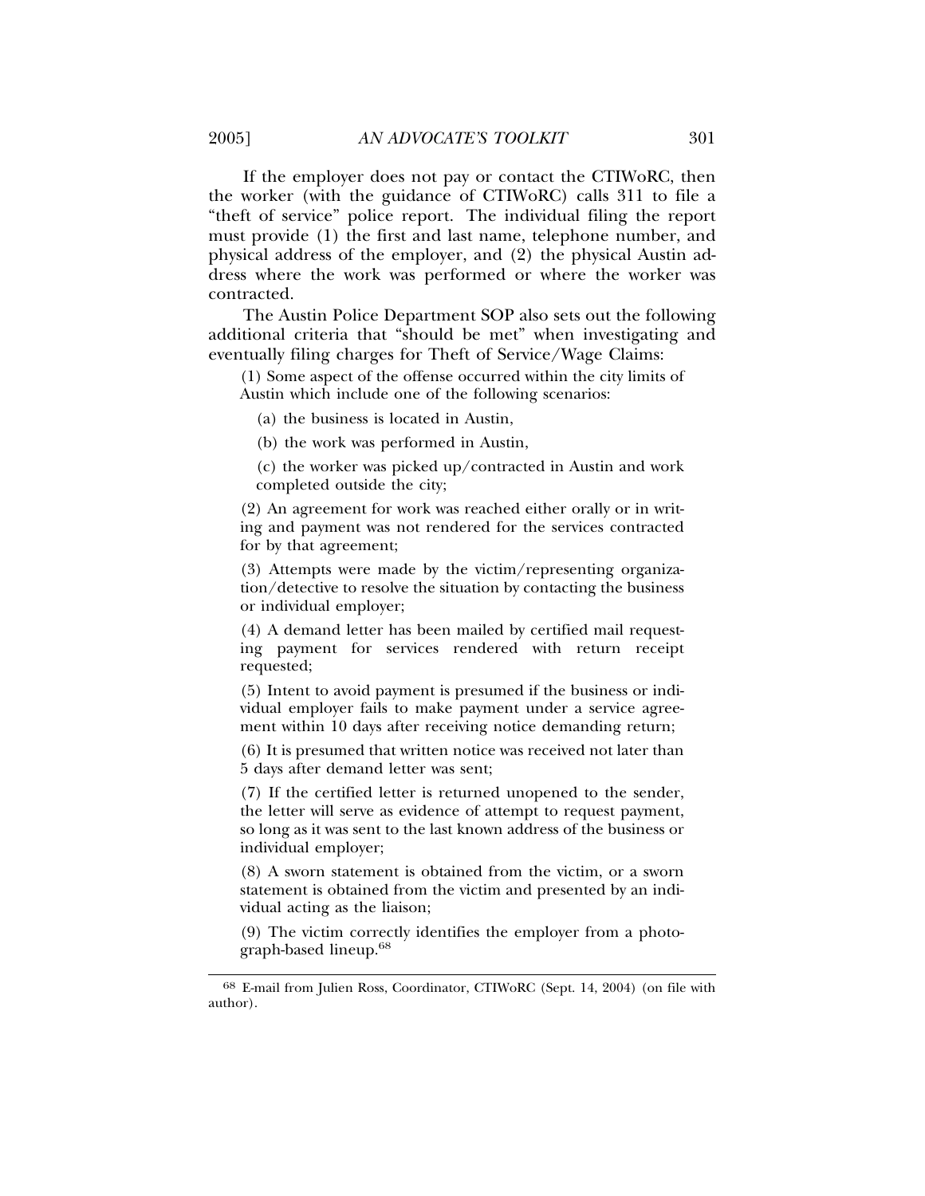If the employer does not pay or contact the CTIWoRC, then the worker (with the guidance of CTIWoRC) calls 311 to file a "theft of service" police report. The individual filing the report must provide (1) the first and last name, telephone number, and physical address of the employer, and (2) the physical Austin address where the work was performed or where the worker was contracted.

The Austin Police Department SOP also sets out the following additional criteria that "should be met" when investigating and eventually filing charges for Theft of Service/Wage Claims:

> (1) Some aspect of the offense occurred within the city limits of Austin which include one of the following scenarios:
>
> (a) the business is located in Austin,
>
> (b) the work was performed in Austin,
>
> (c) the worker was picked up/contracted in Austin and work completed outside the city;
>
> (2) An agreement for work was reached either orally or in writing and payment was not rendered for the services contracted for by that agreement;
>
> (3) Attempts were made by the victim/representing organization/detective to resolve the situation by contacting the business or individual employer;
>
> (4) A demand letter has been mailed by certified mail requesting payment for services rendered with return receipt requested;
>
> (5) Intent to avoid payment is presumed if the business or individual employer fails to make payment under a service agreement within 10 days after receiving notice demanding return;
>
> (6) It is presumed that written notice was received not later than 5 days after demand letter was sent;
>
> (7) If the certified letter is returned unopened to the sender, the letter will serve as evidence of attempt to request payment, so long as it was sent to the last known address of the business or individual employer;
>
> (8) A sworn statement is obtained from the victim, or a sworn statement is obtained from the victim and presented by an individual acting as the liaison;
>
> (9) The victim correctly identifies the employer from a photograph-based lineup.[68]

---

[68] E-mail from Julien Ross, Coordinator, CTIWoRC (Sept. 14, 2004) (on file with author).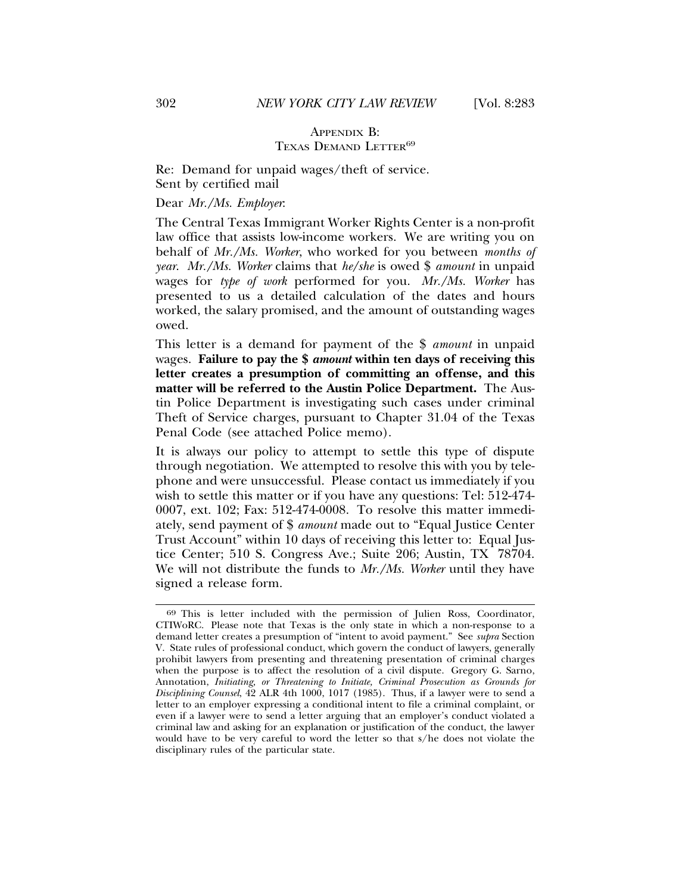## Appendix B: Texas Demand Letter[69]

Re: Demand for unpaid wages/theft of service.
Sent by certified mail

Dear *Mr./Ms. Employer*:

The Central Texas Immigrant Worker Rights Center is a non-profit law office that assists low-income workers. We are writing you on behalf of *Mr./Ms. Worker*, who worked for you between *months of year*. *Mr./Ms. Worker* claims that *he/she* is owed $ *amount* in unpaid wages for *type of work* performed for you. *Mr./Ms. Worker* has presented to us a detailed calculation of the dates and hours worked, the salary promised, and the amount of outstanding wages owed.

This letter is a demand for payment of the $ *amount* in unpaid wages. **Failure to pay the $ *amount* within ten days of receiving this letter creates a presumption of committing an offense, and this matter will be referred to the Austin Police Department.** The Austin Police Department is investigating such cases under criminal Theft of Service charges, pursuant to Chapter 31.04 of the Texas Penal Code (see attached Police memo).

It is always our policy to attempt to settle this type of dispute through negotiation. We attempted to resolve this with you by telephone and were unsuccessful. Please contact us immediately if you wish to settle this matter or if you have any questions: Tel: 512-474-0007, ext. 102; Fax: 512-474-0008. To resolve this matter immediately, send payment of $ *amount* made out to "Equal Justice Center Trust Account" within 10 days of receiving this letter to: Equal Justice Center; 510 S. Congress Ave.; Suite 206; Austin, TX 78704. We will not distribute the funds to *Mr./Ms. Worker* until they have signed a release form.

---

69 This is letter included with the permission of Julien Ross, Coordinator, CTIWoRC. Please note that Texas is the only state in which a non-response to a demand letter creates a presumption of "intent to avoid payment." See *supra* Section V. State rules of professional conduct, which govern the conduct of lawyers, generally prohibit lawyers from presenting and threatening presentation of criminal charges when the purpose is to affect the resolution of a civil dispute. Gregory G. Sarno, Annotation, *Initiating, or Threatening to Initiate, Criminal Prosecution as Grounds for Disciplining Counsel*, 42 ALR 4th 1000, 1017 (1985). Thus, if a lawyer were to send a letter to an employer expressing a conditional intent to file a criminal complaint, or even if a lawyer were to send a letter arguing that an employer's conduct violated a criminal law and asking for an explanation or justification of the conduct, the lawyer would have to be very careful to word the letter so that s/he does not violate the disciplinary rules of the particular state.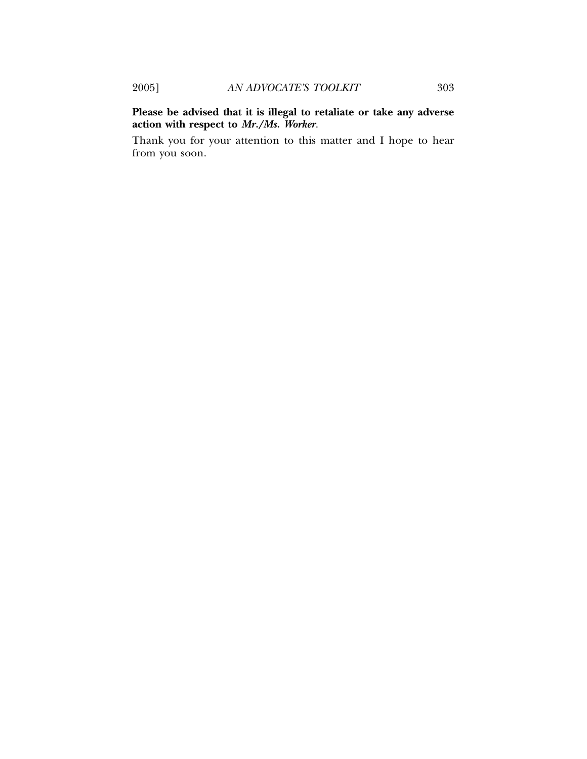**Please be advised that it is illegal to retaliate or take any adverse action with respect to *Mr./Ms. Worker*.**

Thank you for your attention to this matter and I hope to hear from you soon.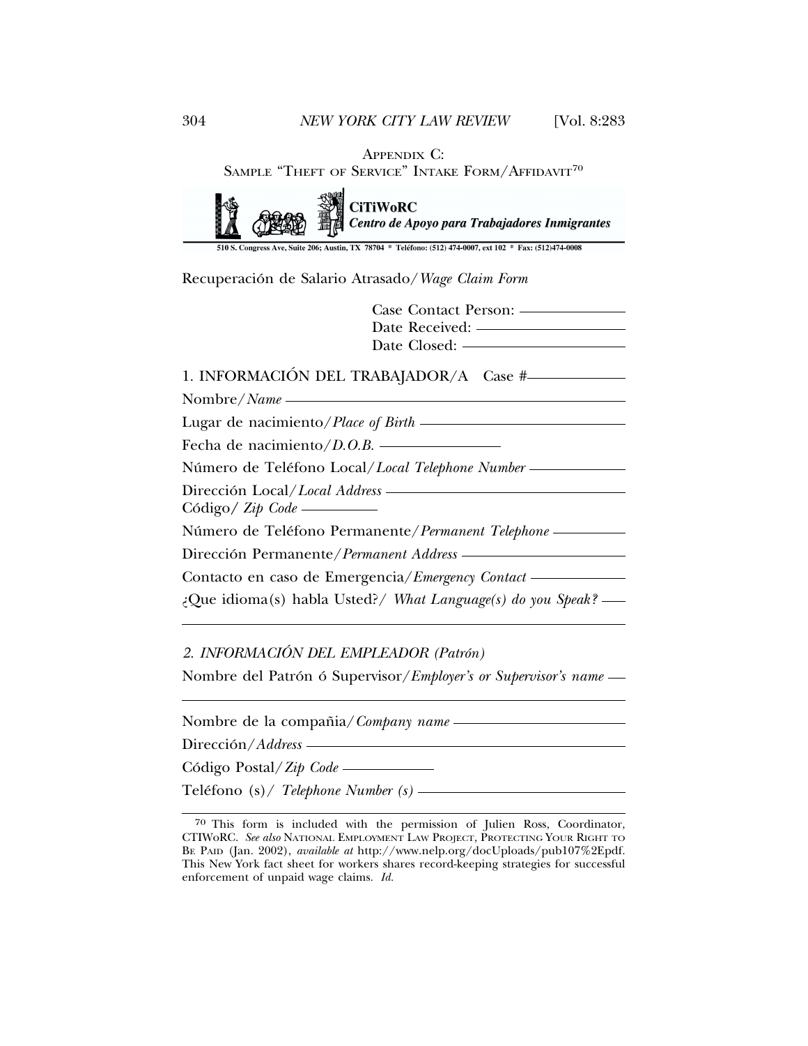APPENDIX C:
SAMPLE "THEFT OF SERVICE" INTAKE FORM/AFFIDAVIT[70]

**CiTiWoRC**
***Centro de Apoyo para Trabajadores Inmigrantes***

**510 S. Congress Ave, Suite 206; Austin, TX 78704 * Teléfono: (512) 474-0007, ext 102 * Fax: (512)474-0008**

Recuperación de Salario Atrasado/*Wage Claim Form*

Case Contact Person: ______________
Date Received: ______________
Date Closed: ______________

1. INFORMACIÓN DEL TRABAJADOR/A Case #______________

Nombre/*Name* ______________

Lugar de nacimiento/*Place of Birth* ______________

Fecha de nacimiento/*D.O.B.* ______________

Número de Teléfono Local/*Local Telephone Number* ______________

Dirección Local/*Local Address* ______________
Código/ *Zip Code* ______________

Número de Teléfono Permanente/*Permanent Telephone* ______________

Dirección Permanente/*Permanent Address* ______________

Contacto en caso de Emergencia/*Emergency Contact* ______________

¿Que idioma(s) habla Usted?/ *What Language(s) do you Speak?* ______________

*2. INFORMACIÓN DEL EMPLEADOR (Patrón)*

Nombre del Patrón ó Supervisor/*Employer's or Supervisor's name* ______________

Nombre de la compañia/*Company name* ______________

Dirección/*Address* ______________

Código Postal/*Zip Code* ______________

Teléfono (s)/ *Telephone Number (s)* ______________

---

[70] This form is included with the permission of Julien Ross, Coordinator, CTIWoRC. *See also* NATIONAL EMPLOYMENT LAW PROJECT, PROTECTING YOUR RIGHT TO BE PAID (Jan. 2002), *available at* http://www.nelp.org/docUploads/pub107%2Epdf. This New York fact sheet for workers shares record-keeping strategies for successful enforcement of unpaid wage claims. *Id.*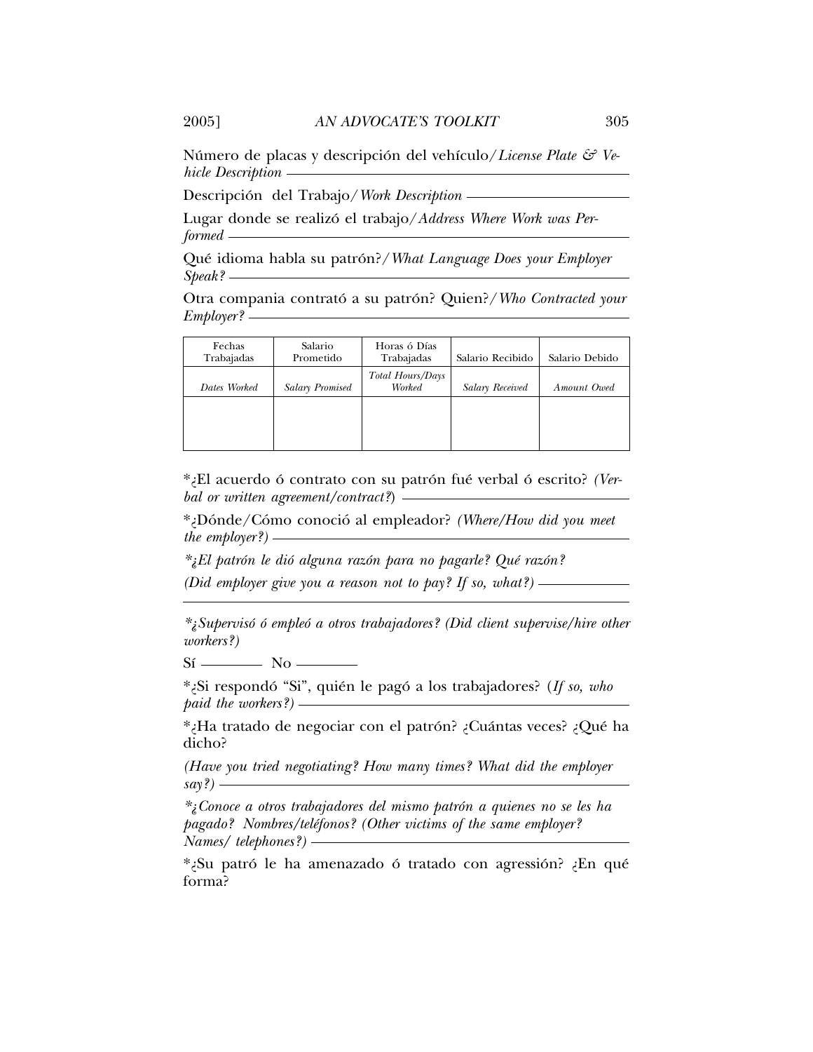Número de placas y descripción del vehículo/*License Plate & Vehicle Description* \_\_\_\_\_\_\_\_\_\_\_\_\_\_\_\_\_\_\_\_\_\_\_\_

Descripción del Trabajo/*Work Description* \_\_\_\_\_\_\_\_\_\_\_\_\_\_\_\_\_\_\_\_\_\_\_\_

Lugar donde se realizó el trabajo/*Address Where Work was Performed* \_\_\_\_\_\_\_\_\_\_\_\_\_\_\_\_\_\_\_\_\_\_\_\_

Qué idioma habla su patrón?/*What Language Does your Employer Speak?* \_\_\_\_\_\_\_\_\_\_\_\_\_\_\_\_\_\_\_\_\_\_\_\_

Otra compania contrató a su patrón? Quien?/*Who Contracted your Employer?* \_\_\_\_\_\_\_\_\_\_\_\_\_\_\_\_\_\_\_\_\_\_\_\_

| Fechas Trabajadas | Salario Prometido | Horas ó Días Trabajadas | Salario Recibido | Salario Debido |
|---|---|---|---|---|
| *Dates Worked* | *Salary Promised* | *Total Hours/Days Worked* | *Salary Received* | *Amount Owed* |
| | | | | |

*¿El acuerdo ó contrato con su patrón fué verbal ó escrito? *(Verbal or written agreement/contract?)* \_\_\_\_\_\_\_\_\_\_\_\_\_\_\_\_\_\_\_\_\_\_\_\_

*¿Dónde/Cómo conoció al empleador? *(Where/How did you meet the employer?)* \_\_\_\_\_\_\_\_\_\_\_\_\_\_\_\_\_\_\_\_\_\_\_\_

**¿El patrón le dió alguna razón para no pagarle? Qué razón?*

*(Did employer give you a reason not to pay? If so, what?)* \_\_\_\_\_\_\_\_\_\_\_\_\_\_\_\_\_\_\_\_\_\_\_\_

\_\_\_\_\_\_\_\_\_\_\_\_\_\_\_\_\_\_\_\_\_\_\_\_\_\_\_\_\_\_\_\_\_\_\_\_\_\_\_\_\_\_\_\_\_\_

**¿Supervisó ó empleó a otros trabajadores? (Did client supervise/hire other workers?)*

Sí \_\_\_\_\_\_\_\_ No \_\_\_\_\_\_\_\_

*¿Si respondó "Si", quién le pagó a los trabajadores? (*If so, who paid the workers?)* \_\_\_\_\_\_\_\_\_\_\_\_\_\_\_\_\_\_\_\_\_\_\_\_

*¿Ha tratado de negociar con el patrón? ¿Cuántas veces? ¿Qué ha dicho?

*(Have you tried negotiating? How many times? What did the employer say?)* \_\_\_\_\_\_\_\_\_\_\_\_\_\_\_\_\_\_\_\_\_\_\_\_

**¿Conoce a otros trabajadores del mismo patrón a quienes no se les ha pagado? Nombres/teléfonos? (Other victims of the same employer? Names/ telephones?)* \_\_\_\_\_\_\_\_\_\_\_\_\_\_\_\_\_\_\_\_\_\_\_\_

*¿Su patró le ha amenazado ó tratado con agressión? ¿En qué forma?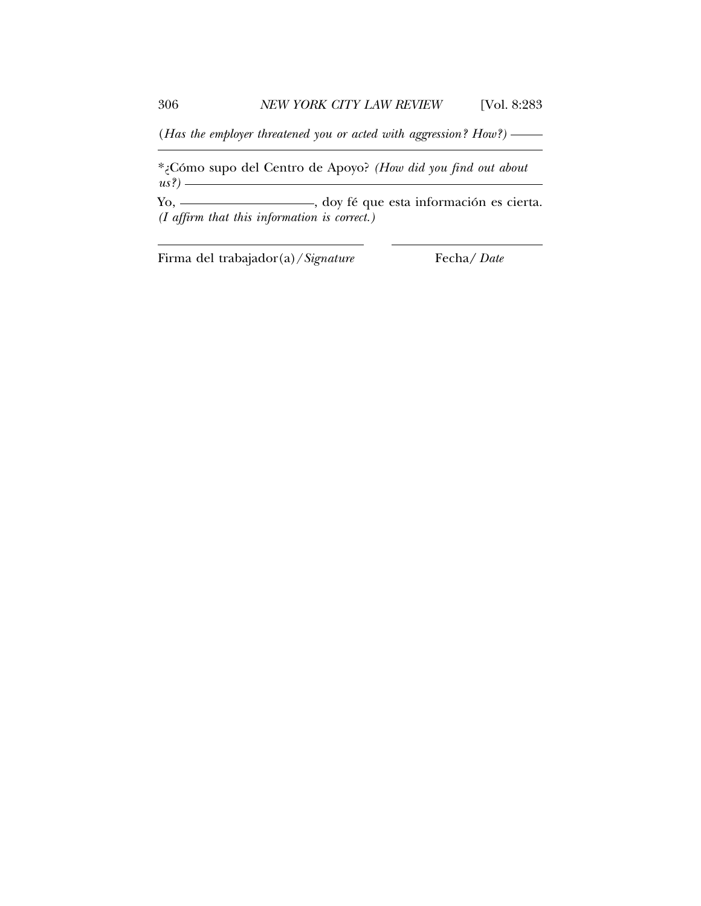*(Has the employer threatened you or acted with aggression? How?)* ______
______________________________________________

*¿Cómo supo del Centro de Apoyo? *(How did you find out about us?)* ______________________________________________

Yo, ____________________, doy fé que esta información es cierta.
*(I affirm that this information is correct.)*

______________________________ ______________________

Firma del trabajador(a)/*Signature* Fecha/ *Date*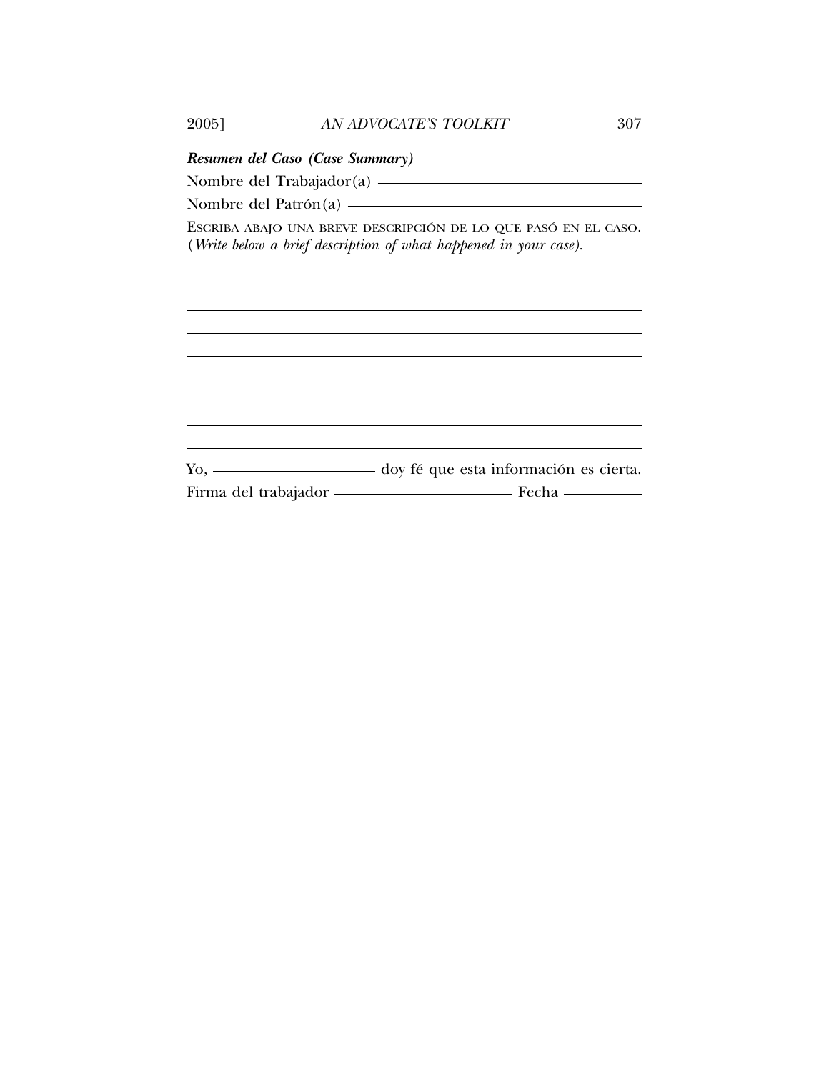***Resumen del Caso (Case Summary)***

Nombre del Trabajador(a) ______________________________

Nombre del Patrón(a) ______________________________

ESCRIBA ABAJO UNA BREVE DESCRIPCIÓN DE LO QUE PASÓ EN EL CASO. (*Write below a brief description of what happened in your case*).

______________________________________________________________

______________________________________________________________

______________________________________________________________

______________________________________________________________

______________________________________________________________

______________________________________________________________

______________________________________________________________

______________________________________________________________

______________________________________________________________

Yo, ______________________ doy fé que esta información es cierta.

Firma del trabajador ______________________ Fecha __________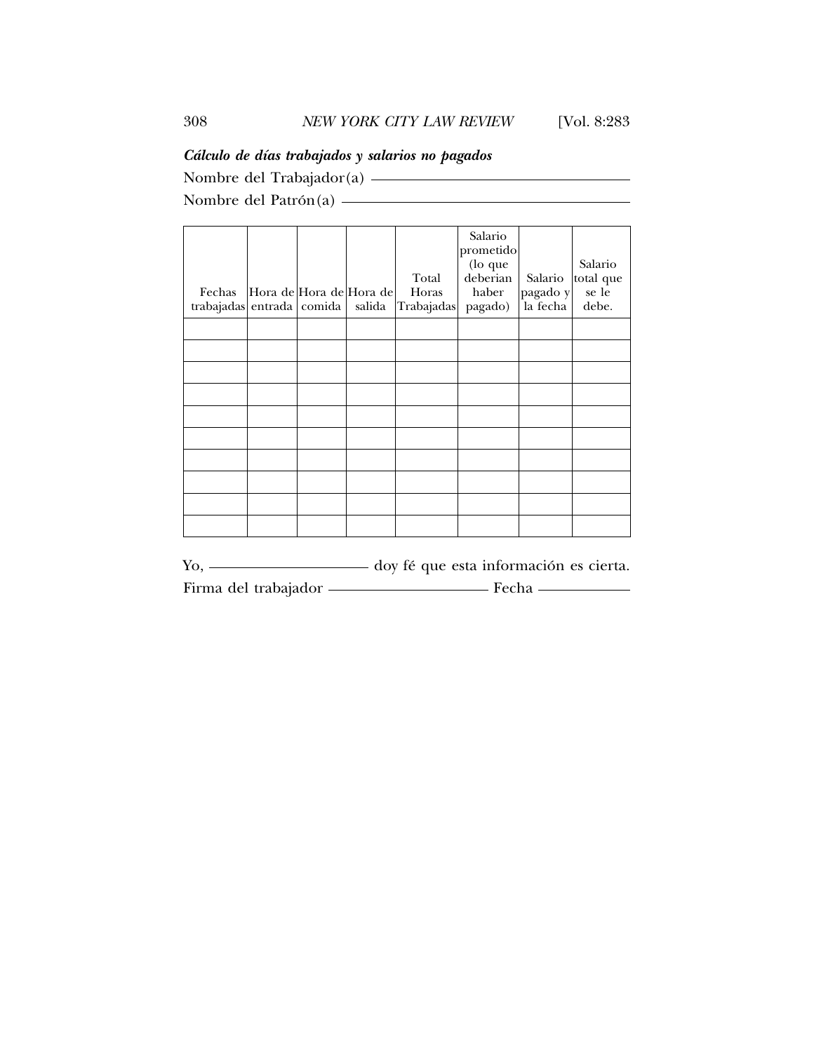***Cálculo de días trabajados y salarios no pagados***

Nombre del Trabajador(a) ______________________________

Nombre del Patrón(a) ______________________________

| Fechas trabajadas | Hora de entrada | Hora de comida | Hora de salida | Total Horas Trabajadas | Salario prometido (lo que deberian haber pagado) | Salario pagado y la fecha | Salario total que se le debe. |
|---|---|---|---|---|---|---|---|
| | | | | | | | |
| | | | | | | | |
| | | | | | | | |
| | | | | | | | |
| | | | | | | | |
| | | | | | | | |
| | | | | | | | |
| | | | | | | | |
| | | | | | | | |
| | | | | | | | |

Yo, ____________________ doy fé que esta información es cierta.

Firma del trabajador ____________________ Fecha ____________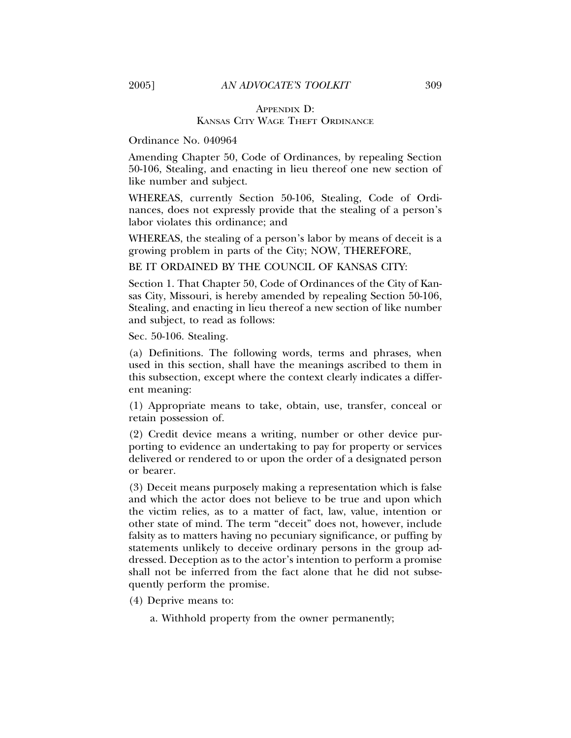## Appendix D: Kansas City Wage Theft Ordinance

Ordinance No. 040964

Amending Chapter 50, Code of Ordinances, by repealing Section 50-106, Stealing, and enacting in lieu thereof one new section of like number and subject.

WHEREAS, currently Section 50-106, Stealing, Code of Ordinances, does not expressly provide that the stealing of a person's labor violates this ordinance; and

WHEREAS, the stealing of a person's labor by means of deceit is a growing problem in parts of the City; NOW, THEREFORE,

BE IT ORDAINED BY THE COUNCIL OF KANSAS CITY:

Section 1. That Chapter 50, Code of Ordinances of the City of Kansas City, Missouri, is hereby amended by repealing Section 50-106, Stealing, and enacting in lieu thereof a new section of like number and subject, to read as follows:

Sec. 50-106. Stealing.

(a) Definitions. The following words, terms and phrases, when used in this section, shall have the meanings ascribed to them in this subsection, except where the context clearly indicates a different meaning:

(1) Appropriate means to take, obtain, use, transfer, conceal or retain possession of.

(2) Credit device means a writing, number or other device purporting to evidence an undertaking to pay for property or services delivered or rendered to or upon the order of a designated person or bearer.

(3) Deceit means purposely making a representation which is false and which the actor does not believe to be true and upon which the victim relies, as to a matter of fact, law, value, intention or other state of mind. The term "deceit" does not, however, include falsity as to matters having no pecuniary significance, or puffing by statements unlikely to deceive ordinary persons in the group addressed. Deception as to the actor's intention to perform a promise shall not be inferred from the fact alone that he did not subsequently perform the promise.

(4) Deprive means to:

a. Withhold property from the owner permanently;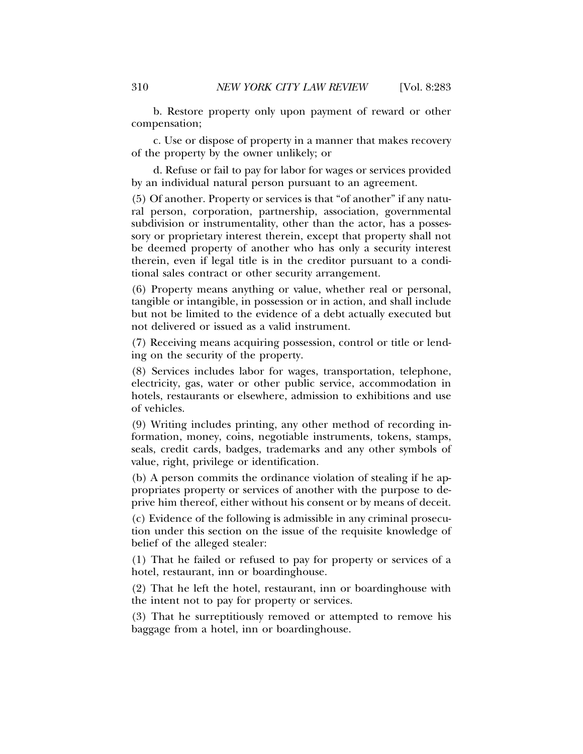b. Restore property only upon payment of reward or other compensation;

c. Use or dispose of property in a manner that makes recovery of the property by the owner unlikely; or

d. Refuse or fail to pay for labor for wages or services provided by an individual natural person pursuant to an agreement.

(5) Of another. Property or services is that "of another" if any natural person, corporation, partnership, association, governmental subdivision or instrumentality, other than the actor, has a possessory or proprietary interest therein, except that property shall not be deemed property of another who has only a security interest therein, even if legal title is in the creditor pursuant to a conditional sales contract or other security arrangement.

(6) Property means anything or value, whether real or personal, tangible or intangible, in possession or in action, and shall include but not be limited to the evidence of a debt actually executed but not delivered or issued as a valid instrument.

(7) Receiving means acquiring possession, control or title or lending on the security of the property.

(8) Services includes labor for wages, transportation, telephone, electricity, gas, water or other public service, accommodation in hotels, restaurants or elsewhere, admission to exhibitions and use of vehicles.

(9) Writing includes printing, any other method of recording information, money, coins, negotiable instruments, tokens, stamps, seals, credit cards, badges, trademarks and any other symbols of value, right, privilege or identification.

(b) A person commits the ordinance violation of stealing if he appropriates property or services of another with the purpose to deprive him thereof, either without his consent or by means of deceit.

(c) Evidence of the following is admissible in any criminal prosecution under this section on the issue of the requisite knowledge of belief of the alleged stealer:

(1) That he failed or refused to pay for property or services of a hotel, restaurant, inn or boardinghouse.

(2) That he left the hotel, restaurant, inn or boardinghouse with the intent not to pay for property or services.

(3) That he surreptitiously removed or attempted to remove his baggage from a hotel, inn or boardinghouse.